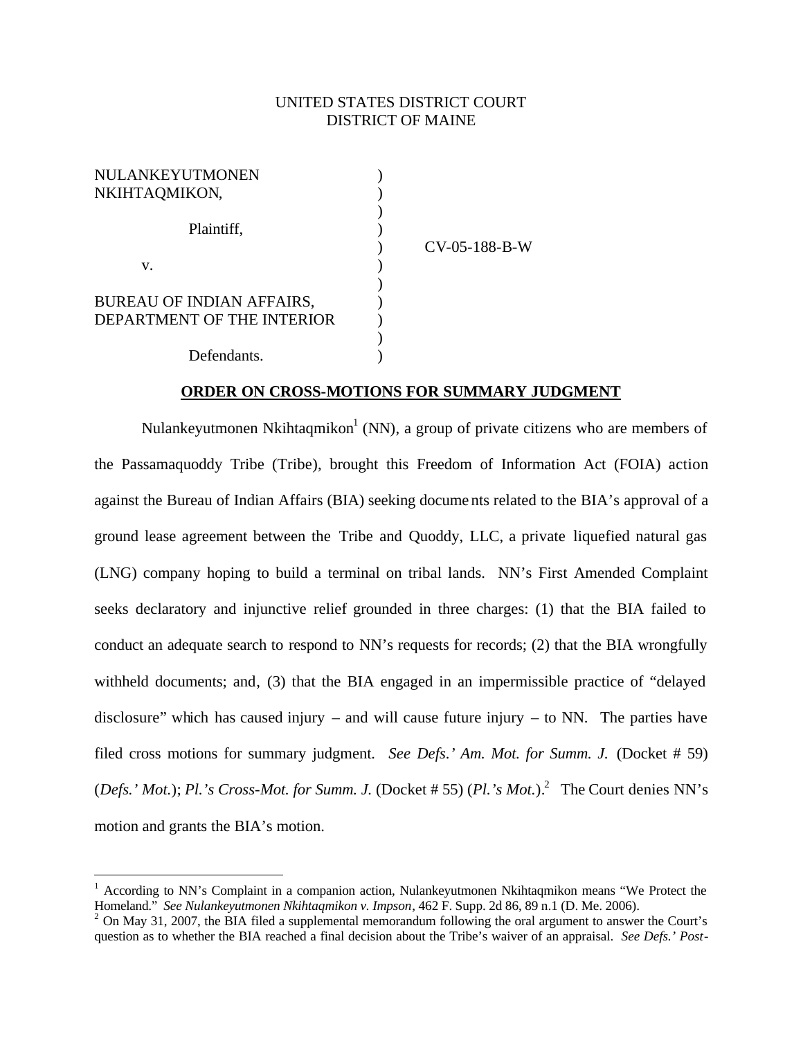UNITED STATES DISTRICT COURT
DISTRICT OF MAINE

| | | |
|---|---|---|
| NULANKEYUTMONEN NKIHTAQMIKON, | ) | |
| | ) | |
| Plaintiff, | ) | |
| | ) | CV-05-188-B-W |
| v. | ) | |
| | ) | |
| BUREAU OF INDIAN AFFAIRS, DEPARTMENT OF THE INTERIOR | ) | |
| | ) | |
| Defendants. | ) | |

## ORDER ON CROSS-MOTIONS FOR SUMMARY JUDGMENT

Nulankeyutmonen Nkihtaqmikon[1] (NN), a group of private citizens who are members of the Passamaquoddy Tribe (Tribe), brought this Freedom of Information Act (FOIA) action against the Bureau of Indian Affairs (BIA) seeking documents related to the BIA's approval of a ground lease agreement between the Tribe and Quoddy, LLC, a private liquefied natural gas (LNG) company hoping to build a terminal on tribal lands. NN's First Amended Complaint seeks declaratory and injunctive relief grounded in three charges: (1) that the BIA failed to conduct an adequate search to respond to NN's requests for records; (2) that the BIA wrongfully withheld documents; and, (3) that the BIA engaged in an impermissible practice of "delayed disclosure" which has caused injury – and will cause future injury – to NN. The parties have filed cross motions for summary judgment. *See Defs.' Am. Mot. for Summ. J.* (Docket # 59) (*Defs.' Mot.*); *Pl.'s Cross-Mot. for Summ. J.* (Docket # 55) (*Pl.'s Mot.*).[2] The Court denies NN's motion and grants the BIA's motion.

---

[1] According to NN's Complaint in a companion action, Nulankeyutmonen Nkihtaqmikon means "We Protect the Homeland." *See Nulankeyutmonen Nkihtaqmikon v. Impson*, 462 F. Supp. 2d 86, 89 n.1 (D. Me. 2006).

[2] On May 31, 2007, the BIA filed a supplemental memorandum following the oral argument to answer the Court's question as to whether the BIA reached a final decision about the Tribe's waiver of an appraisal. *See Defs.' Post-*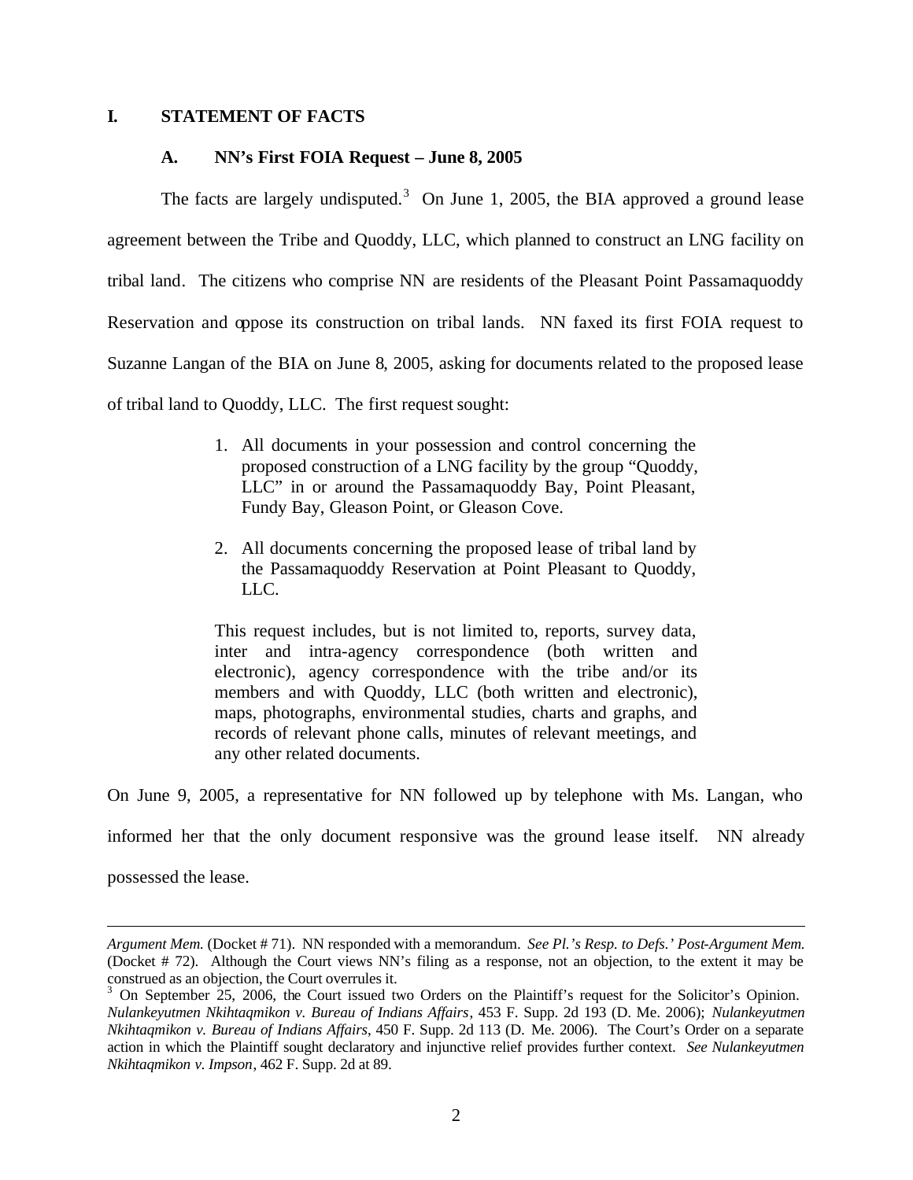## I. STATEMENT OF FACTS

### A. NN's First FOIA Request – June 8, 2005

The facts are largely undisputed.[3] On June 1, 2005, the BIA approved a ground lease agreement between the Tribe and Quoddy, LLC, which planned to construct an LNG facility on tribal land. The citizens who comprise NN are residents of the Pleasant Point Passamaquoddy Reservation and oppose its construction on tribal lands. NN faxed its first FOIA request to Suzanne Langan of the BIA on June 8, 2005, asking for documents related to the proposed lease of tribal land to Quoddy, LLC. The first request sought:

> 1. All documents in your possession and control concerning the proposed construction of a LNG facility by the group "Quoddy, LLC" in or around the Passamaquoddy Bay, Point Pleasant, Fundy Bay, Gleason Point, or Gleason Cove.
>
> 2. All documents concerning the proposed lease of tribal land by the Passamaquoddy Reservation at Point Pleasant to Quoddy, LLC.
>
> This request includes, but is not limited to, reports, survey data, inter and intra-agency correspondence (both written and electronic), agency correspondence with the tribe and/or its members and with Quoddy, LLC (both written and electronic), maps, photographs, environmental studies, charts and graphs, and records of relevant phone calls, minutes of relevant meetings, and any other related documents.

On June 9, 2005, a representative for NN followed up by telephone with Ms. Langan, who informed her that the only document responsive was the ground lease itself. NN already possessed the lease.

---

*Argument Mem.* (Docket # 71). NN responded with a memorandum. *See Pl.'s Resp. to Defs.' Post-Argument Mem.* (Docket # 72). Although the Court views NN's filing as a response, not an objection, to the extent it may be construed as an objection, the Court overrules it.

[3] On September 25, 2006, the Court issued two Orders on the Plaintiff's request for the Solicitor's Opinion. *Nulankeyutmen Nkihtaqmikon v. Bureau of Indians Affairs*, 453 F. Supp. 2d 193 (D. Me. 2006); *Nulankeyutmen Nkihtaqmikon v. Bureau of Indians Affairs*, 450 F. Supp. 2d 113 (D. Me. 2006). The Court's Order on a separate action in which the Plaintiff sought declaratory and injunctive relief provides further context. *See Nulankeyutmen Nkihtaqmikon v. Impson*, 462 F. Supp. 2d at 89.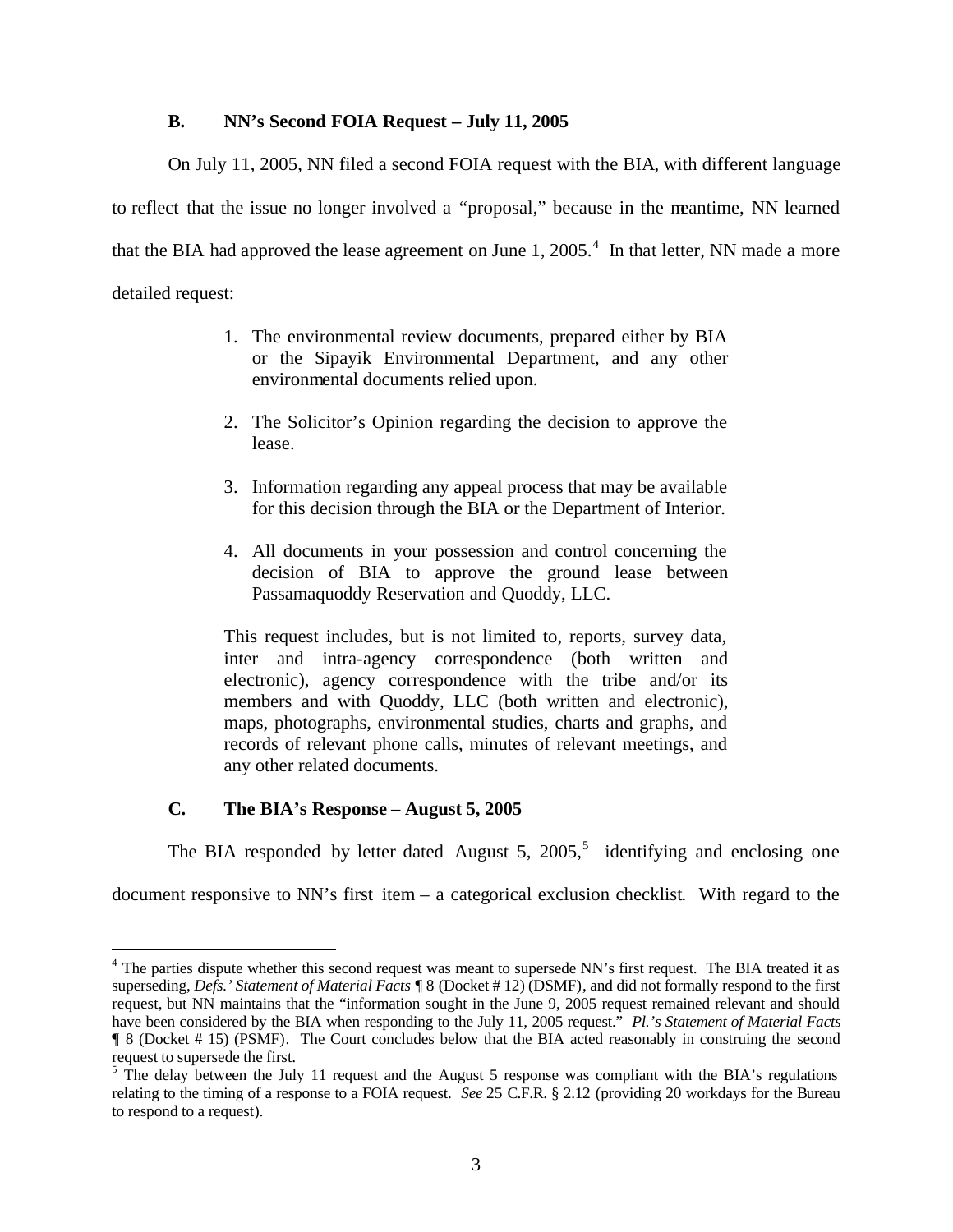### B. NN's Second FOIA Request – July 11, 2005

On July 11, 2005, NN filed a second FOIA request with the BIA, with different language to reflect that the issue no longer involved a "proposal," because in the meantime, NN learned that the BIA had approved the lease agreement on June 1, 2005.[4] In that letter, NN made a more detailed request:

> 1. The environmental review documents, prepared either by BIA or the Sipayik Environmental Department, and any other environmental documents relied upon.
>
> 2. The Solicitor's Opinion regarding the decision to approve the lease.
>
> 3. Information regarding any appeal process that may be available for this decision through the BIA or the Department of Interior.
>
> 4. All documents in your possession and control concerning the decision of BIA to approve the ground lease between Passamaquoddy Reservation and Quoddy, LLC.
>
> This request includes, but is not limited to, reports, survey data, inter and intra-agency correspondence (both written and electronic), agency correspondence with the tribe and/or its members and with Quoddy, LLC (both written and electronic), maps, photographs, environmental studies, charts and graphs, and records of relevant phone calls, minutes of relevant meetings, and any other related documents.

### C. The BIA's Response – August 5, 2005

The BIA responded by letter dated August 5, 2005,[5] identifying and enclosing one document responsive to NN's first item – a categorical exclusion checklist. With regard to the

---

[4] The parties dispute whether this second request was meant to supersede NN's first request. The BIA treated it as superseding, *Defs.' Statement of Material Facts* ¶ 8 (Docket # 12) (DSMF), and did not formally respond to the first request, but NN maintains that the "information sought in the June 9, 2005 request remained relevant and should have been considered by the BIA when responding to the July 11, 2005 request." *Pl.'s Statement of Material Facts* ¶ 8 (Docket # 15) (PSMF). The Court concludes below that the BIA acted reasonably in construing the second request to supersede the first.

[5] The delay between the July 11 request and the August 5 response was compliant with the BIA's regulations relating to the timing of a response to a FOIA request. *See* 25 C.F.R. § 2.12 (providing 20 workdays for the Bureau to respond to a request).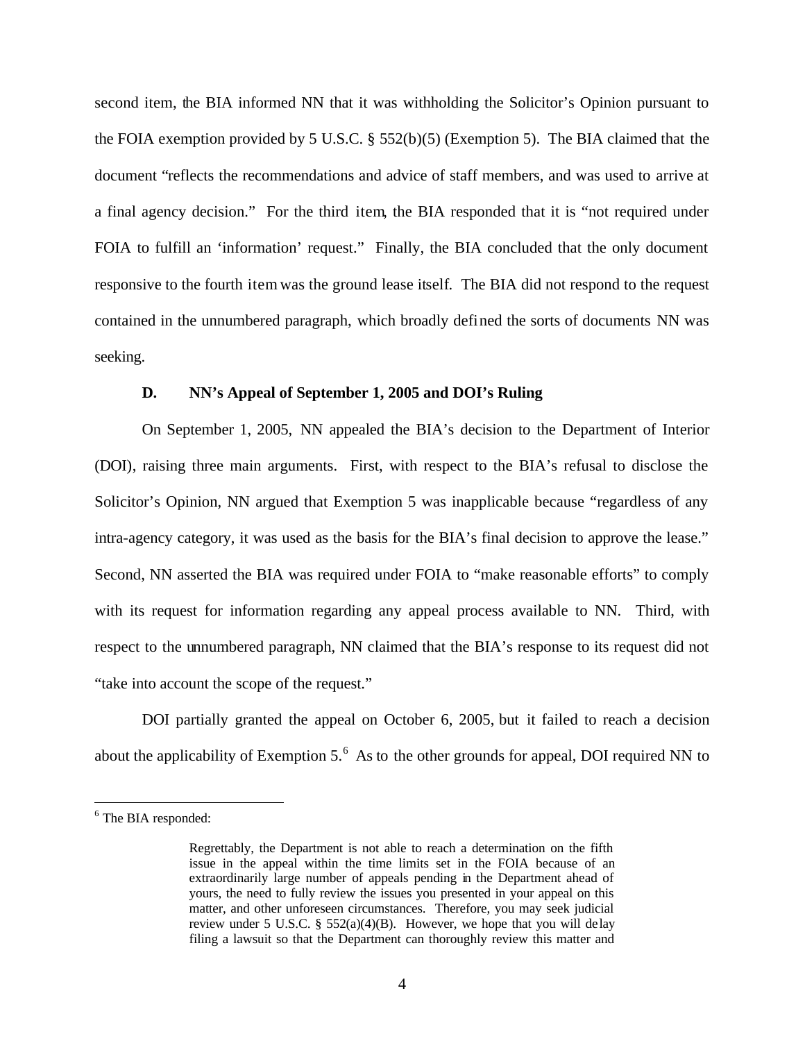second item, the BIA informed NN that it was withholding the Solicitor's Opinion pursuant to the FOIA exemption provided by 5 U.S.C. § 552(b)(5) (Exemption 5). The BIA claimed that the document "reflects the recommendations and advice of staff members, and was used to arrive at a final agency decision." For the third item, the BIA responded that it is "not required under FOIA to fulfill an 'information' request." Finally, the BIA concluded that the only document responsive to the fourth item was the ground lease itself. The BIA did not respond to the request contained in the unnumbered paragraph, which broadly defined the sorts of documents NN was seeking.

### D. NN's Appeal of September 1, 2005 and DOI's Ruling

On September 1, 2005, NN appealed the BIA's decision to the Department of Interior (DOI), raising three main arguments. First, with respect to the BIA's refusal to disclose the Solicitor's Opinion, NN argued that Exemption 5 was inapplicable because "regardless of any intra-agency category, it was used as the basis for the BIA's final decision to approve the lease." Second, NN asserted the BIA was required under FOIA to "make reasonable efforts" to comply with its request for information regarding any appeal process available to NN. Third, with respect to the unnumbered paragraph, NN claimed that the BIA's response to its request did not "take into account the scope of the request."

DOI partially granted the appeal on October 6, 2005, but it failed to reach a decision about the applicability of Exemption 5.[6] As to the other grounds for appeal, DOI required NN to

---

[6] The BIA responded:

> Regrettably, the Department is not able to reach a determination on the fifth issue in the appeal within the time limits set in the FOIA because of an extraordinarily large number of appeals pending in the Department ahead of yours, the need to fully review the issues you presented in your appeal on this matter, and other unforeseen circumstances. Therefore, you may seek judicial review under 5 U.S.C. § 552(a)(4)(B). However, we hope that you will delay filing a lawsuit so that the Department can thoroughly review this matter and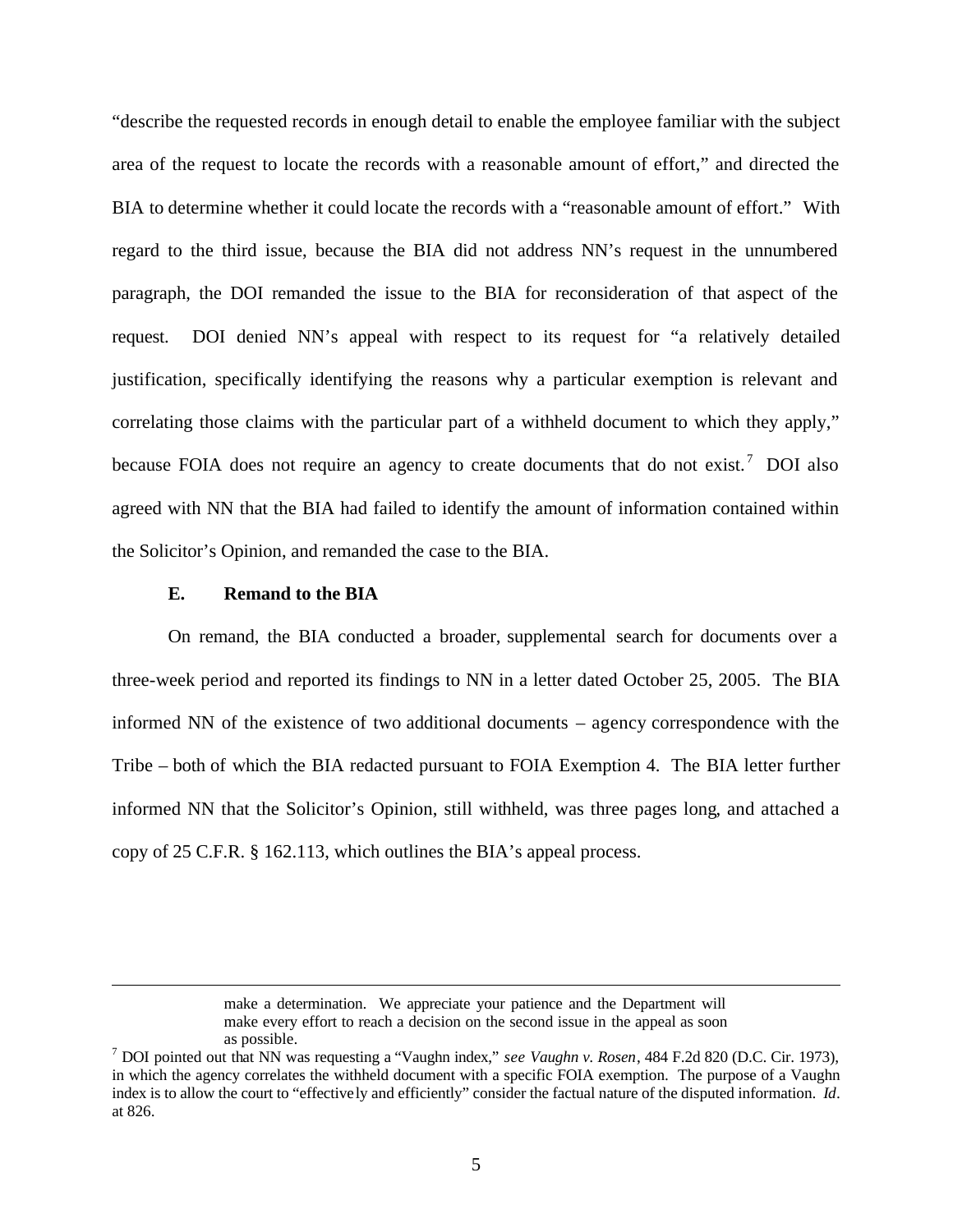"describe the requested records in enough detail to enable the employee familiar with the subject area of the request to locate the records with a reasonable amount of effort," and directed the BIA to determine whether it could locate the records with a "reasonable amount of effort." With regard to the third issue, because the BIA did not address NN's request in the unnumbered paragraph, the DOI remanded the issue to the BIA for reconsideration of that aspect of the request. DOI denied NN's appeal with respect to its request for "a relatively detailed justification, specifically identifying the reasons why a particular exemption is relevant and correlating those claims with the particular part of a withheld document to which they apply," because FOIA does not require an agency to create documents that do not exist.[7] DOI also agreed with NN that the BIA had failed to identify the amount of information contained within the Solicitor's Opinion, and remanded the case to the BIA.

### E. Remand to the BIA

On remand, the BIA conducted a broader, supplemental search for documents over a three-week period and reported its findings to NN in a letter dated October 25, 2005. The BIA informed NN of the existence of two additional documents – agency correspondence with the Tribe – both of which the BIA redacted pursuant to FOIA Exemption 4. The BIA letter further informed NN that the Solicitor's Opinion, still withheld, was three pages long, and attached a copy of 25 C.F.R. § 162.113, which outlines the BIA's appeal process.

---

> make a determination. We appreciate your patience and the Department will make every effort to reach a decision on the second issue in the appeal as soon as possible.

[7] DOI pointed out that NN was requesting a "Vaughn index," *see Vaughn v. Rosen*, 484 F.2d 820 (D.C. Cir. 1973), in which the agency correlates the withheld document with a specific FOIA exemption. The purpose of a Vaughn index is to allow the court to "effectively and efficiently" consider the factual nature of the disputed information. *Id*. at 826.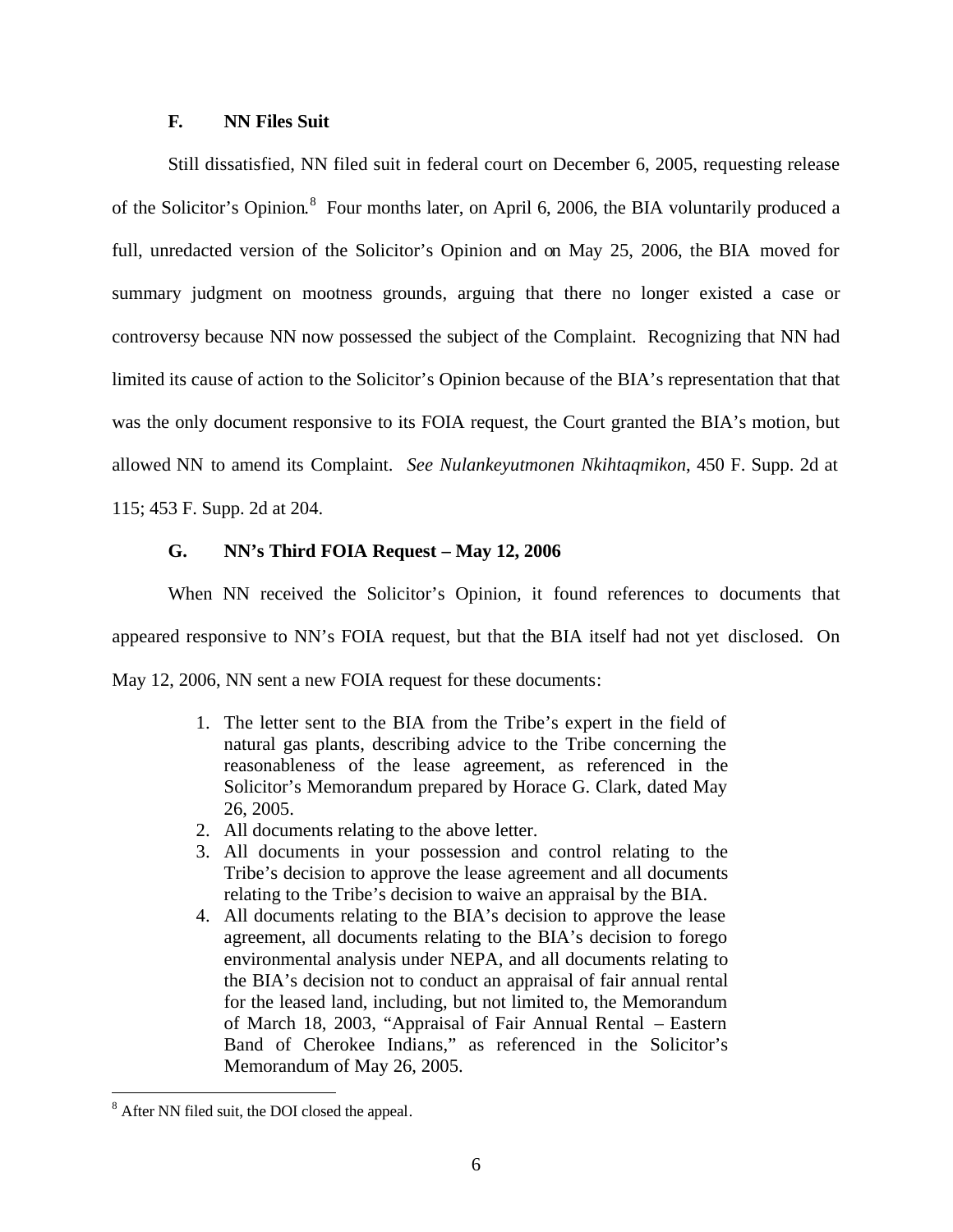### F. NN Files Suit

Still dissatisfied, NN filed suit in federal court on December 6, 2005, requesting release of the Solicitor's Opinion.[8] Four months later, on April 6, 2006, the BIA voluntarily produced a full, unredacted version of the Solicitor's Opinion and on May 25, 2006, the BIA moved for summary judgment on mootness grounds, arguing that there no longer existed a case or controversy because NN now possessed the subject of the Complaint. Recognizing that NN had limited its cause of action to the Solicitor's Opinion because of the BIA's representation that that was the only document responsive to its FOIA request, the Court granted the BIA's motion, but allowed NN to amend its Complaint. *See Nulankeyutmonen Nkihtaqmikon*, 450 F. Supp. 2d at 115; 453 F. Supp. 2d at 204.

### G. NN's Third FOIA Request – May 12, 2006

When NN received the Solicitor's Opinion, it found references to documents that appeared responsive to NN's FOIA request, but that the BIA itself had not yet disclosed. On May 12, 2006, NN sent a new FOIA request for these documents:

> 1. The letter sent to the BIA from the Tribe's expert in the field of natural gas plants, describing advice to the Tribe concerning the reasonableness of the lease agreement, as referenced in the Solicitor's Memorandum prepared by Horace G. Clark, dated May 26, 2005.
> 2. All documents relating to the above letter.
> 3. All documents in your possession and control relating to the Tribe's decision to approve the lease agreement and all documents relating to the Tribe's decision to waive an appraisal by the BIA.
> 4. All documents relating to the BIA's decision to approve the lease agreement, all documents relating to the BIA's decision to forego environmental analysis under NEPA, and all documents relating to the BIA's decision not to conduct an appraisal of fair annual rental for the leased land, including, but not limited to, the Memorandum of March 18, 2003, "Appraisal of Fair Annual Rental – Eastern Band of Cherokee Indians," as referenced in the Solicitor's Memorandum of May 26, 2005.

[8] After NN filed suit, the DOI closed the appeal.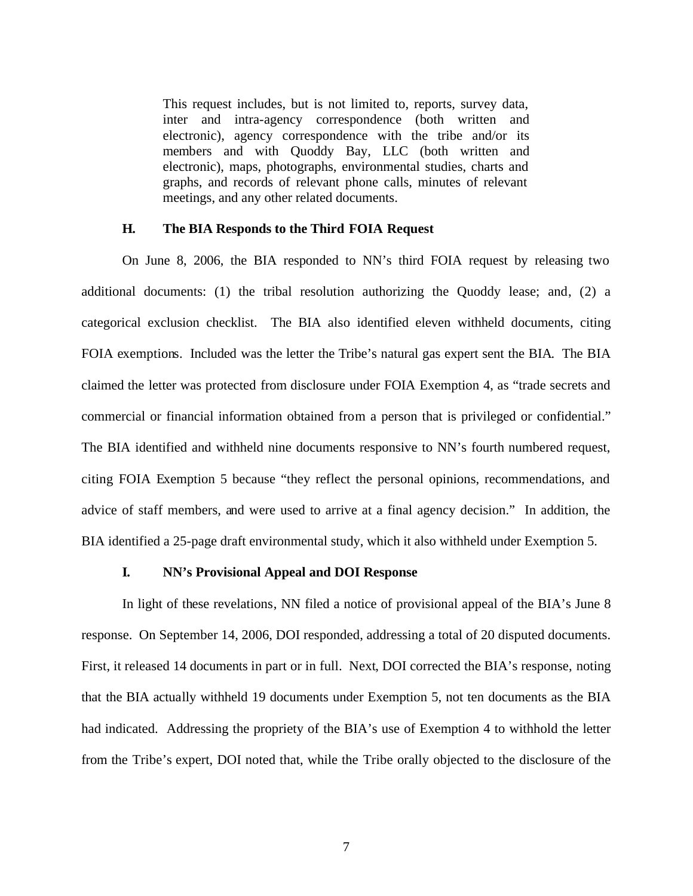> This request includes, but is not limited to, reports, survey data, inter and intra-agency correspondence (both written and electronic), agency correspondence with the tribe and/or its members and with Quoddy Bay, LLC (both written and electronic), maps, photographs, environmental studies, charts and graphs, and records of relevant phone calls, minutes of relevant meetings, and any other related documents.

### H. The BIA Responds to the Third FOIA Request

On June 8, 2006, the BIA responded to NN's third FOIA request by releasing two additional documents: (1) the tribal resolution authorizing the Quoddy lease; and, (2) a categorical exclusion checklist. The BIA also identified eleven withheld documents, citing FOIA exemptions. Included was the letter the Tribe's natural gas expert sent the BIA. The BIA claimed the letter was protected from disclosure under FOIA Exemption 4, as "trade secrets and commercial or financial information obtained from a person that is privileged or confidential." The BIA identified and withheld nine documents responsive to NN's fourth numbered request, citing FOIA Exemption 5 because "they reflect the personal opinions, recommendations, and advice of staff members, and were used to arrive at a final agency decision." In addition, the BIA identified a 25-page draft environmental study, which it also withheld under Exemption 5.

### I. NN's Provisional Appeal and DOI Response

In light of these revelations, NN filed a notice of provisional appeal of the BIA's June 8 response. On September 14, 2006, DOI responded, addressing a total of 20 disputed documents. First, it released 14 documents in part or in full. Next, DOI corrected the BIA's response, noting that the BIA actually withheld 19 documents under Exemption 5, not ten documents as the BIA had indicated. Addressing the propriety of the BIA's use of Exemption 4 to withhold the letter from the Tribe's expert, DOI noted that, while the Tribe orally objected to the disclosure of the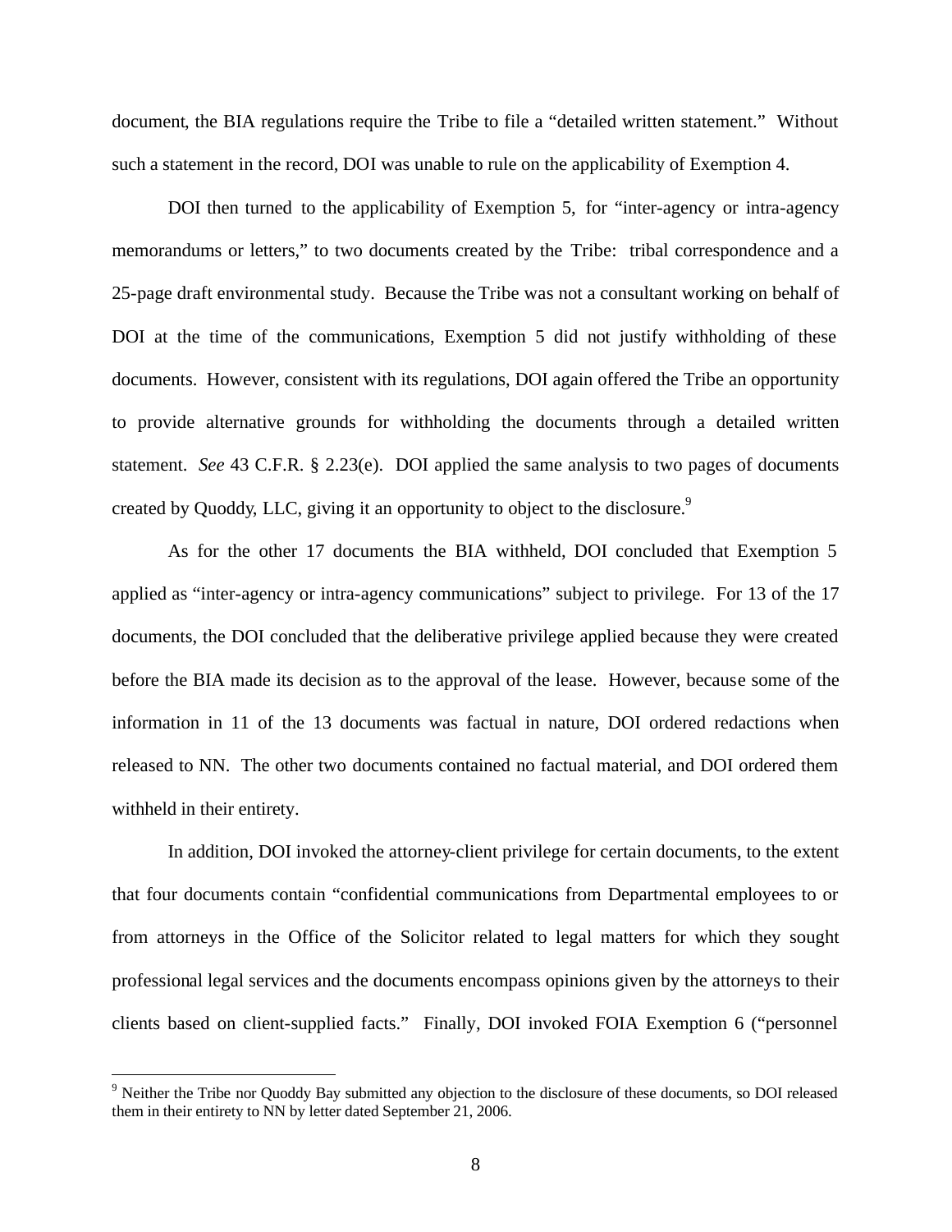document, the BIA regulations require the Tribe to file a "detailed written statement." Without such a statement in the record, DOI was unable to rule on the applicability of Exemption 4.

DOI then turned to the applicability of Exemption 5, for "inter-agency or intra-agency memorandums or letters," to two documents created by the Tribe: tribal correspondence and a 25-page draft environmental study. Because the Tribe was not a consultant working on behalf of DOI at the time of the communications, Exemption 5 did not justify withholding of these documents. However, consistent with its regulations, DOI again offered the Tribe an opportunity to provide alternative grounds for withholding the documents through a detailed written statement. *See* 43 C.F.R. § 2.23(e). DOI applied the same analysis to two pages of documents created by Quoddy, LLC, giving it an opportunity to object to the disclosure.[9]

As for the other 17 documents the BIA withheld, DOI concluded that Exemption 5 applied as "inter-agency or intra-agency communications" subject to privilege. For 13 of the 17 documents, the DOI concluded that the deliberative privilege applied because they were created before the BIA made its decision as to the approval of the lease. However, because some of the information in 11 of the 13 documents was factual in nature, DOI ordered redactions when released to NN. The other two documents contained no factual material, and DOI ordered them withheld in their entirety.

In addition, DOI invoked the attorney-client privilege for certain documents, to the extent that four documents contain "confidential communications from Departmental employees to or from attorneys in the Office of the Solicitor related to legal matters for which they sought professional legal services and the documents encompass opinions given by the attorneys to their clients based on client-supplied facts." Finally, DOI invoked FOIA Exemption 6 ("personnel

---

[9] Neither the Tribe nor Quoddy Bay submitted any objection to the disclosure of these documents, so DOI released them in their entirety to NN by letter dated September 21, 2006.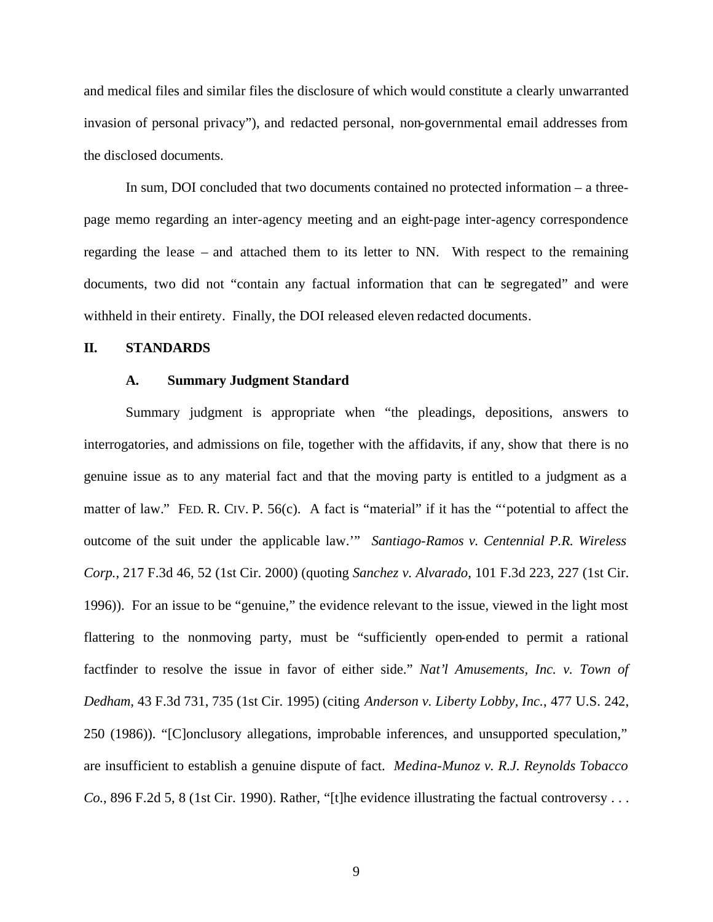and medical files and similar files the disclosure of which would constitute a clearly unwarranted invasion of personal privacy"), and redacted personal, non-governmental email addresses from the disclosed documents.

In sum, DOI concluded that two documents contained no protected information – a three-page memo regarding an inter-agency meeting and an eight-page inter-agency correspondence regarding the lease – and attached them to its letter to NN. With respect to the remaining documents, two did not "contain any factual information that can be segregated" and were withheld in their entirety. Finally, the DOI released eleven redacted documents.

## II. STANDARDS

### A. Summary Judgment Standard

Summary judgment is appropriate when "the pleadings, depositions, answers to interrogatories, and admissions on file, together with the affidavits, if any, show that there is no genuine issue as to any material fact and that the moving party is entitled to a judgment as a matter of law." FED. R. CIV. P. 56(c). A fact is "material" if it has the "'potential to affect the outcome of the suit under the applicable law.'" *Santiago-Ramos v. Centennial P.R. Wireless Corp.*, 217 F.3d 46, 52 (1st Cir. 2000) (quoting *Sanchez v. Alvarado*, 101 F.3d 223, 227 (1st Cir. 1996)). For an issue to be "genuine," the evidence relevant to the issue, viewed in the light most flattering to the nonmoving party, must be "sufficiently open-ended to permit a rational factfinder to resolve the issue in favor of either side." *Nat'l Amusements, Inc. v. Town of Dedham*, 43 F.3d 731, 735 (1st Cir. 1995) (citing *Anderson v. Liberty Lobby, Inc.*, 477 U.S. 242, 250 (1986)). "[C]onclusory allegations, improbable inferences, and unsupported speculation," are insufficient to establish a genuine dispute of fact. *Medina-Munoz v. R.J. Reynolds Tobacco Co.*, 896 F.2d 5, 8 (1st Cir. 1990). Rather, "[t]he evidence illustrating the factual controversy . . .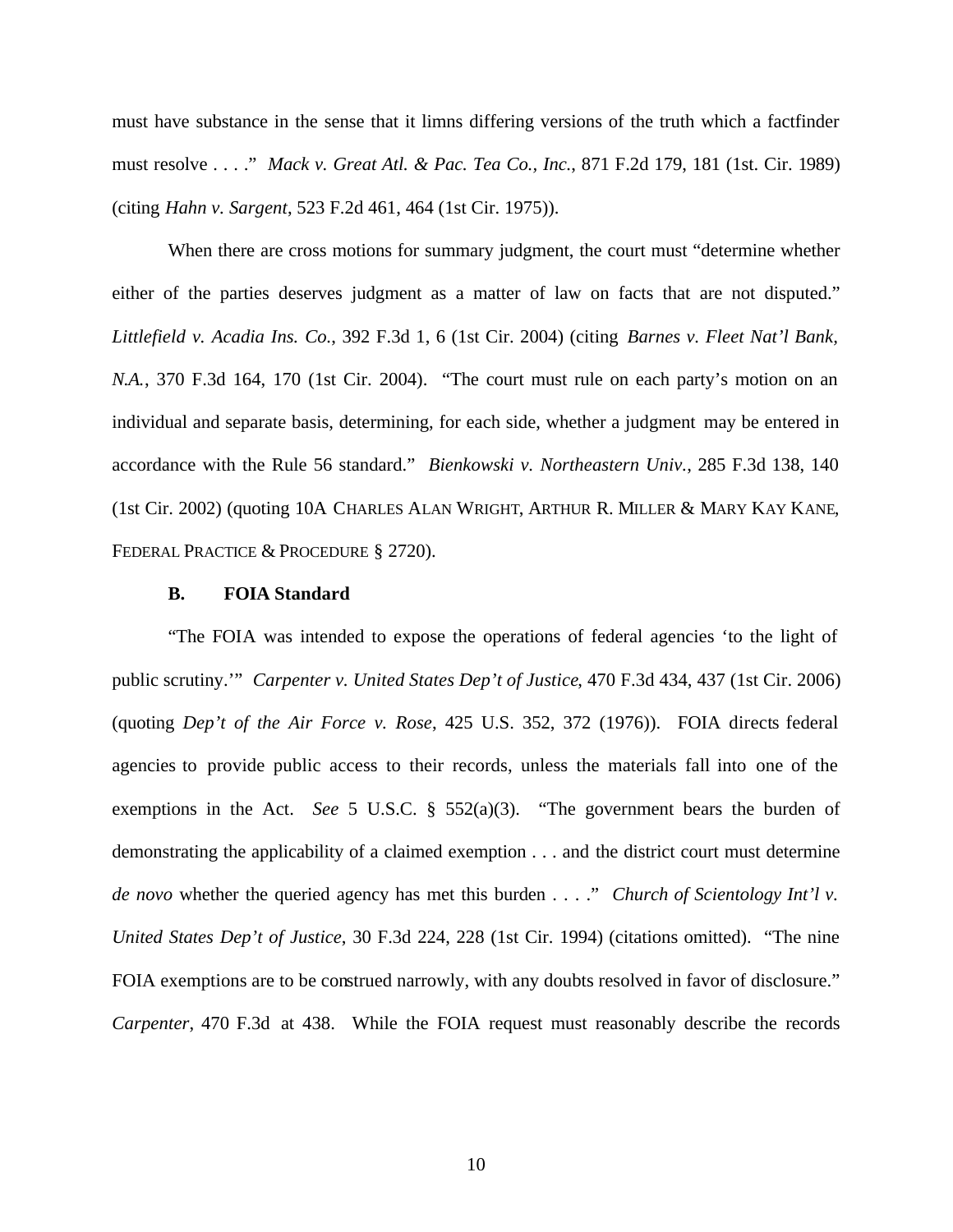must have substance in the sense that it limns differing versions of the truth which a factfinder must resolve . . . ." *Mack v. Great Atl. & Pac. Tea Co., Inc.*, 871 F.2d 179, 181 (1st. Cir. 1989) (citing *Hahn v. Sargent*, 523 F.2d 461, 464 (1st Cir. 1975)).

When there are cross motions for summary judgment, the court must "determine whether either of the parties deserves judgment as a matter of law on facts that are not disputed." *Littlefield v. Acadia Ins. Co.*, 392 F.3d 1, 6 (1st Cir. 2004) (citing *Barnes v. Fleet Nat'l Bank, N.A.*, 370 F.3d 164, 170 (1st Cir. 2004). "The court must rule on each party's motion on an individual and separate basis, determining, for each side, whether a judgment may be entered in accordance with the Rule 56 standard." *Bienkowski v. Northeastern Univ.*, 285 F.3d 138, 140 (1st Cir. 2002) (quoting 10A CHARLES ALAN WRIGHT, ARTHUR R. MILLER & MARY KAY KANE, FEDERAL PRACTICE & PROCEDURE § 2720).

### B. FOIA Standard

"The FOIA was intended to expose the operations of federal agencies 'to the light of public scrutiny.'" *Carpenter v. United States Dep't of Justice*, 470 F.3d 434, 437 (1st Cir. 2006) (quoting *Dep't of the Air Force v. Rose*, 425 U.S. 352, 372 (1976)). FOIA directs federal agencies to provide public access to their records, unless the materials fall into one of the exemptions in the Act. *See* 5 U.S.C. § 552(a)(3). "The government bears the burden of demonstrating the applicability of a claimed exemption . . . and the district court must determine *de novo* whether the queried agency has met this burden . . . ." *Church of Scientology Int'l v. United States Dep't of Justice*, 30 F.3d 224, 228 (1st Cir. 1994) (citations omitted). "The nine FOIA exemptions are to be construed narrowly, with any doubts resolved in favor of disclosure." *Carpenter*, 470 F.3d at 438. While the FOIA request must reasonably describe the records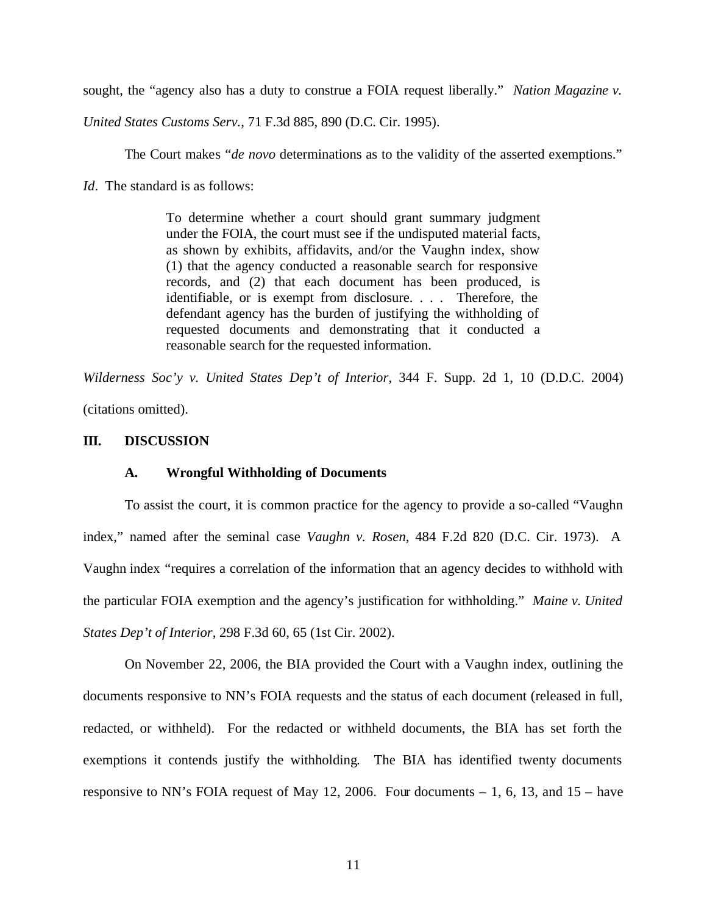sought, the "agency also has a duty to construe a FOIA request liberally." *Nation Magazine v. United States Customs Serv.*, 71 F.3d 885, 890 (D.C. Cir. 1995).

The Court makes "*de novo* determinations as to the validity of the asserted exemptions." *Id*. The standard is as follows:

> To determine whether a court should grant summary judgment under the FOIA, the court must see if the undisputed material facts, as shown by exhibits, affidavits, and/or the Vaughn index, show (1) that the agency conducted a reasonable search for responsive records, and (2) that each document has been produced, is identifiable, or is exempt from disclosure. . . . Therefore, the defendant agency has the burden of justifying the withholding of requested documents and demonstrating that it conducted a reasonable search for the requested information.

*Wilderness Soc'y v. United States Dep't of Interior*, 344 F. Supp. 2d 1, 10 (D.D.C. 2004) (citations omitted).

## III. DISCUSSION

### A. Wrongful Withholding of Documents

To assist the court, it is common practice for the agency to provide a so-called "Vaughn index," named after the seminal case *Vaughn v. Rosen*, 484 F.2d 820 (D.C. Cir. 1973). A Vaughn index "requires a correlation of the information that an agency decides to withhold with the particular FOIA exemption and the agency's justification for withholding." *Maine v. United States Dep't of Interior*, 298 F.3d 60, 65 (1st Cir. 2002).

On November 22, 2006, the BIA provided the Court with a Vaughn index, outlining the documents responsive to NN's FOIA requests and the status of each document (released in full, redacted, or withheld). For the redacted or withheld documents, the BIA has set forth the exemptions it contends justify the withholding. The BIA has identified twenty documents responsive to NN's FOIA request of May 12, 2006. Four documents – 1, 6, 13, and 15 – have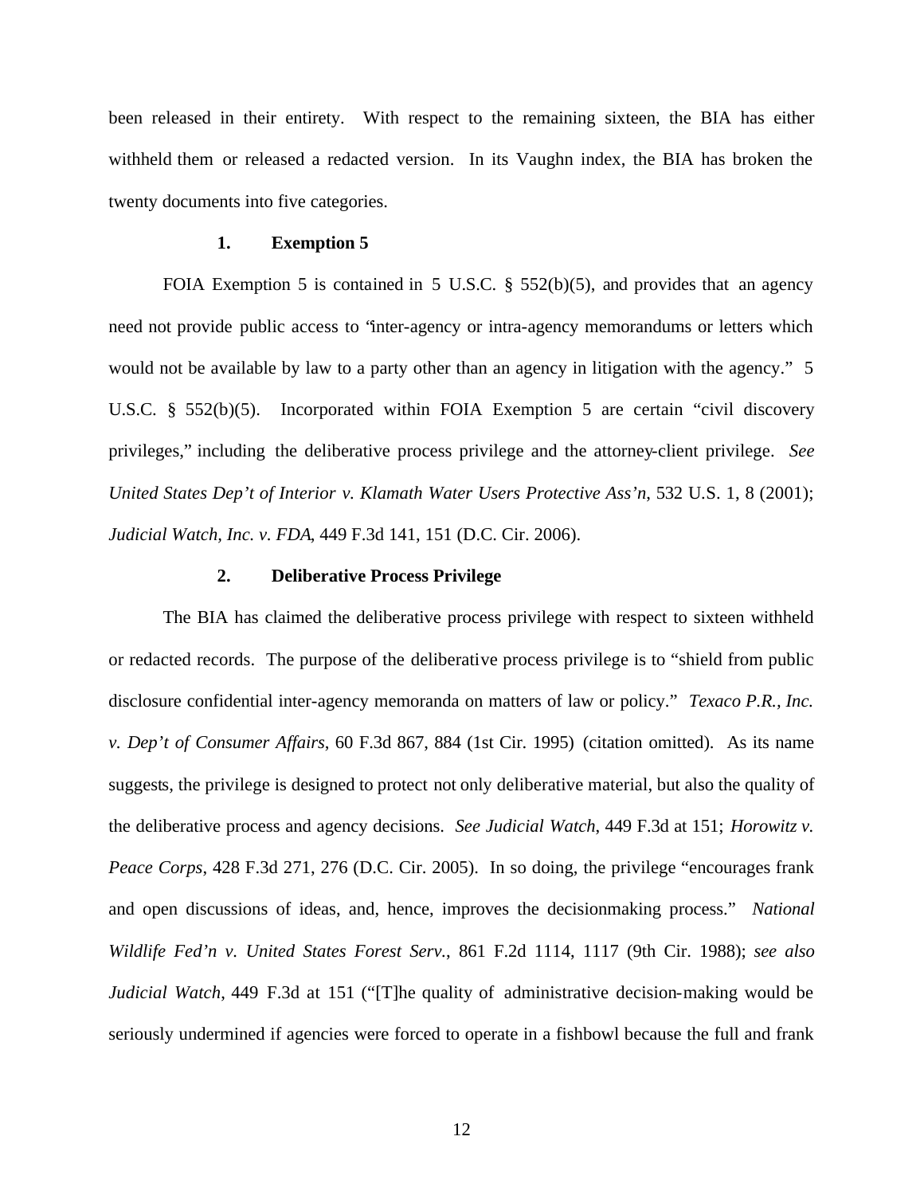been released in their entirety. With respect to the remaining sixteen, the BIA has either withheld them or released a redacted version. In its Vaughn index, the BIA has broken the twenty documents into five categories.

### 1. Exemption 5

FOIA Exemption 5 is contained in 5 U.S.C. § 552(b)(5), and provides that an agency need not provide public access to "inter-agency or intra-agency memorandums or letters which would not be available by law to a party other than an agency in litigation with the agency." 5 U.S.C. § 552(b)(5). Incorporated within FOIA Exemption 5 are certain "civil discovery privileges," including the deliberative process privilege and the attorney-client privilege. *See United States Dep't of Interior v. Klamath Water Users Protective Ass'n*, 532 U.S. 1, 8 (2001); *Judicial Watch, Inc. v. FDA*, 449 F.3d 141, 151 (D.C. Cir. 2006).

### 2. Deliberative Process Privilege

The BIA has claimed the deliberative process privilege with respect to sixteen withheld or redacted records. The purpose of the deliberative process privilege is to "shield from public disclosure confidential inter-agency memoranda on matters of law or policy." *Texaco P.R., Inc. v. Dep't of Consumer Affairs*, 60 F.3d 867, 884 (1st Cir. 1995) (citation omitted). As its name suggests, the privilege is designed to protect not only deliberative material, but also the quality of the deliberative process and agency decisions. *See Judicial Watch*, 449 F.3d at 151; *Horowitz v. Peace Corps*, 428 F.3d 271, 276 (D.C. Cir. 2005). In so doing, the privilege "encourages frank and open discussions of ideas, and, hence, improves the decisionmaking process." *National Wildlife Fed'n v. United States Forest Serv.*, 861 F.2d 1114, 1117 (9th Cir. 1988); *see also Judicial Watch*, 449 F.3d at 151 ("[T]he quality of administrative decision-making would be seriously undermined if agencies were forced to operate in a fishbowl because the full and frank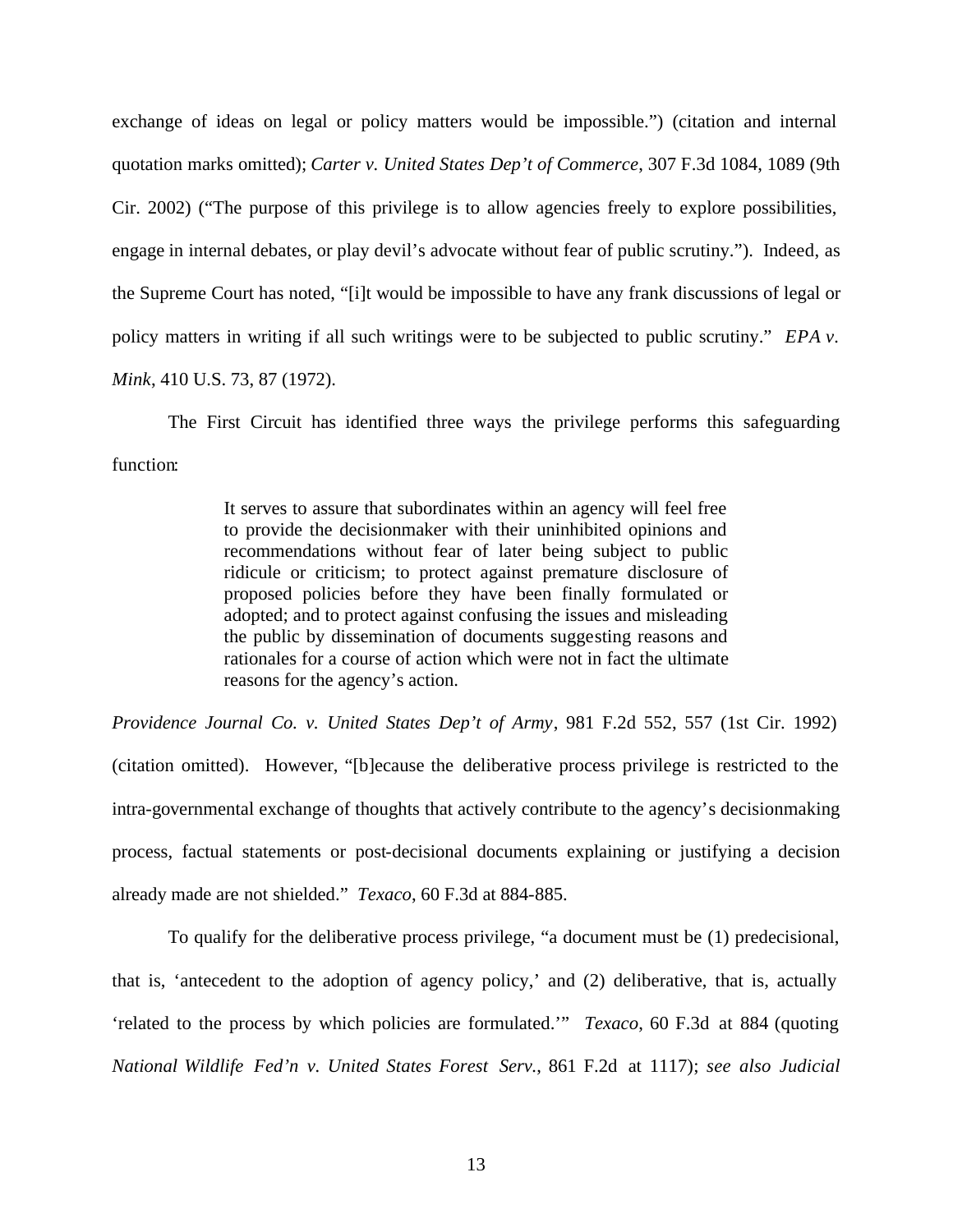exchange of ideas on legal or policy matters would be impossible.") (citation and internal quotation marks omitted); *Carter v. United States Dep't of Commerce*, 307 F.3d 1084, 1089 (9th Cir. 2002) ("The purpose of this privilege is to allow agencies freely to explore possibilities, engage in internal debates, or play devil's advocate without fear of public scrutiny."). Indeed, as the Supreme Court has noted, "[i]t would be impossible to have any frank discussions of legal or policy matters in writing if all such writings were to be subjected to public scrutiny." *EPA v. Mink*, 410 U.S. 73, 87 (1972).

The First Circuit has identified three ways the privilege performs this safeguarding function:

> It serves to assure that subordinates within an agency will feel free to provide the decisionmaker with their uninhibited opinions and recommendations without fear of later being subject to public ridicule or criticism; to protect against premature disclosure of proposed policies before they have been finally formulated or adopted; and to protect against confusing the issues and misleading the public by dissemination of documents suggesting reasons and rationales for a course of action which were not in fact the ultimate reasons for the agency's action.

*Providence Journal Co. v. United States Dep't of Army*, 981 F.2d 552, 557 (1st Cir. 1992) (citation omitted). However, "[b]ecause the deliberative process privilege is restricted to the intra-governmental exchange of thoughts that actively contribute to the agency's decisionmaking process, factual statements or post-decisional documents explaining or justifying a decision already made are not shielded." *Texaco*, 60 F.3d at 884-885.

To qualify for the deliberative process privilege, "a document must be (1) predecisional, that is, 'antecedent to the adoption of agency policy,' and (2) deliberative, that is, actually 'related to the process by which policies are formulated.'" *Texaco*, 60 F.3d at 884 (quoting *National Wildlife Fed'n v. United States Forest Serv.*, 861 F.2d at 1117); *see also Judicial*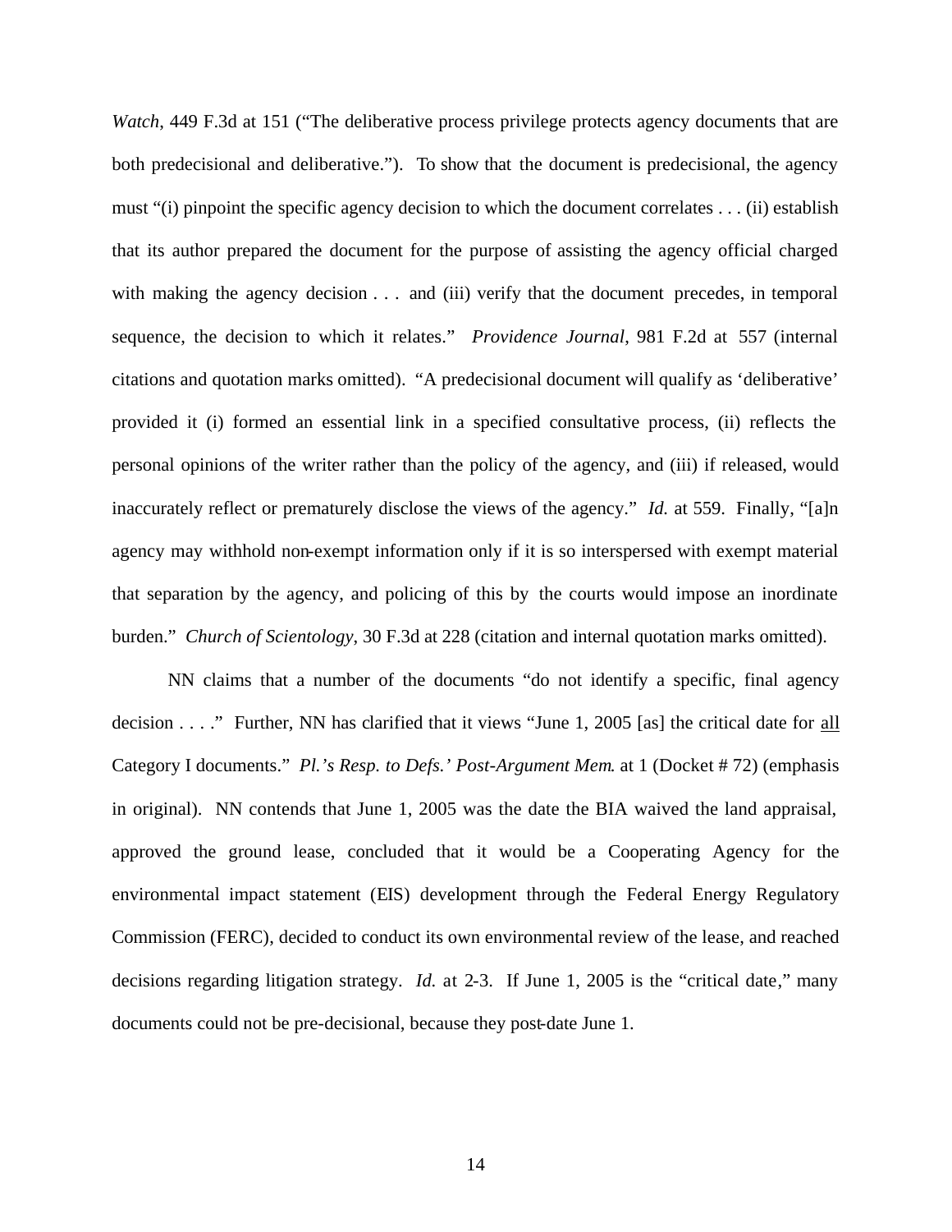*Watch*, 449 F.3d at 151 ("The deliberative process privilege protects agency documents that are both predecisional and deliberative."). To show that the document is predecisional, the agency must "(i) pinpoint the specific agency decision to which the document correlates . . . (ii) establish that its author prepared the document for the purpose of assisting the agency official charged with making the agency decision . . . and (iii) verify that the document precedes, in temporal sequence, the decision to which it relates." *Providence Journal*, 981 F.2d at 557 (internal citations and quotation marks omitted). "A predecisional document will qualify as 'deliberative' provided it (i) formed an essential link in a specified consultative process, (ii) reflects the personal opinions of the writer rather than the policy of the agency, and (iii) if released, would inaccurately reflect or prematurely disclose the views of the agency." *Id.* at 559. Finally, "[a]n agency may withhold non-exempt information only if it is so interspersed with exempt material that separation by the agency, and policing of this by the courts would impose an inordinate burden." *Church of Scientology*, 30 F.3d at 228 (citation and internal quotation marks omitted).

NN claims that a number of the documents "do not identify a specific, final agency decision . . . ." Further, NN has clarified that it views "June 1, 2005 [as] the critical date for all Category I documents." *Pl.'s Resp. to Defs.' Post-Argument Mem.* at 1 (Docket # 72) (emphasis in original). NN contends that June 1, 2005 was the date the BIA waived the land appraisal, approved the ground lease, concluded that it would be a Cooperating Agency for the environmental impact statement (EIS) development through the Federal Energy Regulatory Commission (FERC), decided to conduct its own environmental review of the lease, and reached decisions regarding litigation strategy. *Id.* at 2-3. If June 1, 2005 is the "critical date," many documents could not be pre-decisional, because they post-date June 1.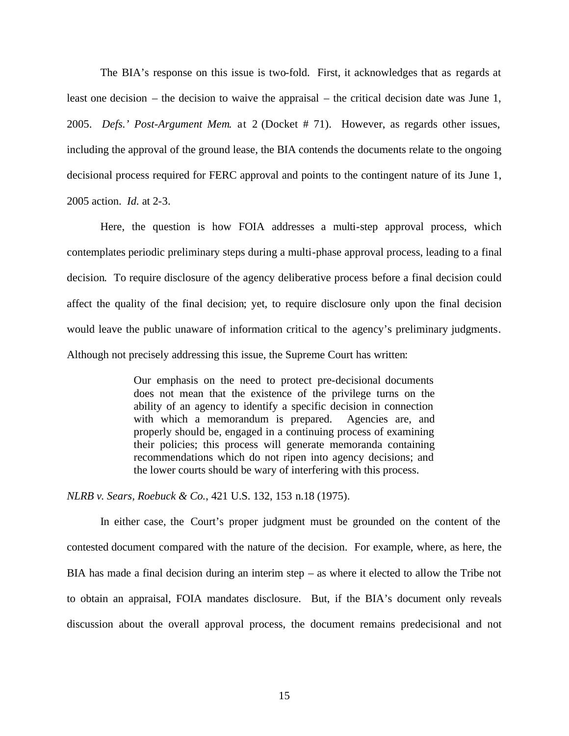The BIA's response on this issue is two-fold. First, it acknowledges that as regards at least one decision – the decision to waive the appraisal – the critical decision date was June 1, 2005. *Defs.' Post-Argument Mem.* at 2 (Docket # 71). However, as regards other issues, including the approval of the ground lease, the BIA contends the documents relate to the ongoing decisional process required for FERC approval and points to the contingent nature of its June 1, 2005 action. *Id.* at 2-3.

Here, the question is how FOIA addresses a multi-step approval process, which contemplates periodic preliminary steps during a multi-phase approval process, leading to a final decision. To require disclosure of the agency deliberative process before a final decision could affect the quality of the final decision; yet, to require disclosure only upon the final decision would leave the public unaware of information critical to the agency's preliminary judgments. Although not precisely addressing this issue, the Supreme Court has written:

> Our emphasis on the need to protect pre-decisional documents does not mean that the existence of the privilege turns on the ability of an agency to identify a specific decision in connection with which a memorandum is prepared. Agencies are, and properly should be, engaged in a continuing process of examining their policies; this process will generate memoranda containing recommendations which do not ripen into agency decisions; and the lower courts should be wary of interfering with this process.

*NLRB v. Sears, Roebuck & Co.*, 421 U.S. 132, 153 n.18 (1975).

In either case, the Court's proper judgment must be grounded on the content of the contested document compared with the nature of the decision. For example, where, as here, the BIA has made a final decision during an interim step – as where it elected to allow the Tribe not to obtain an appraisal, FOIA mandates disclosure. But, if the BIA's document only reveals discussion about the overall approval process, the document remains predecisional and not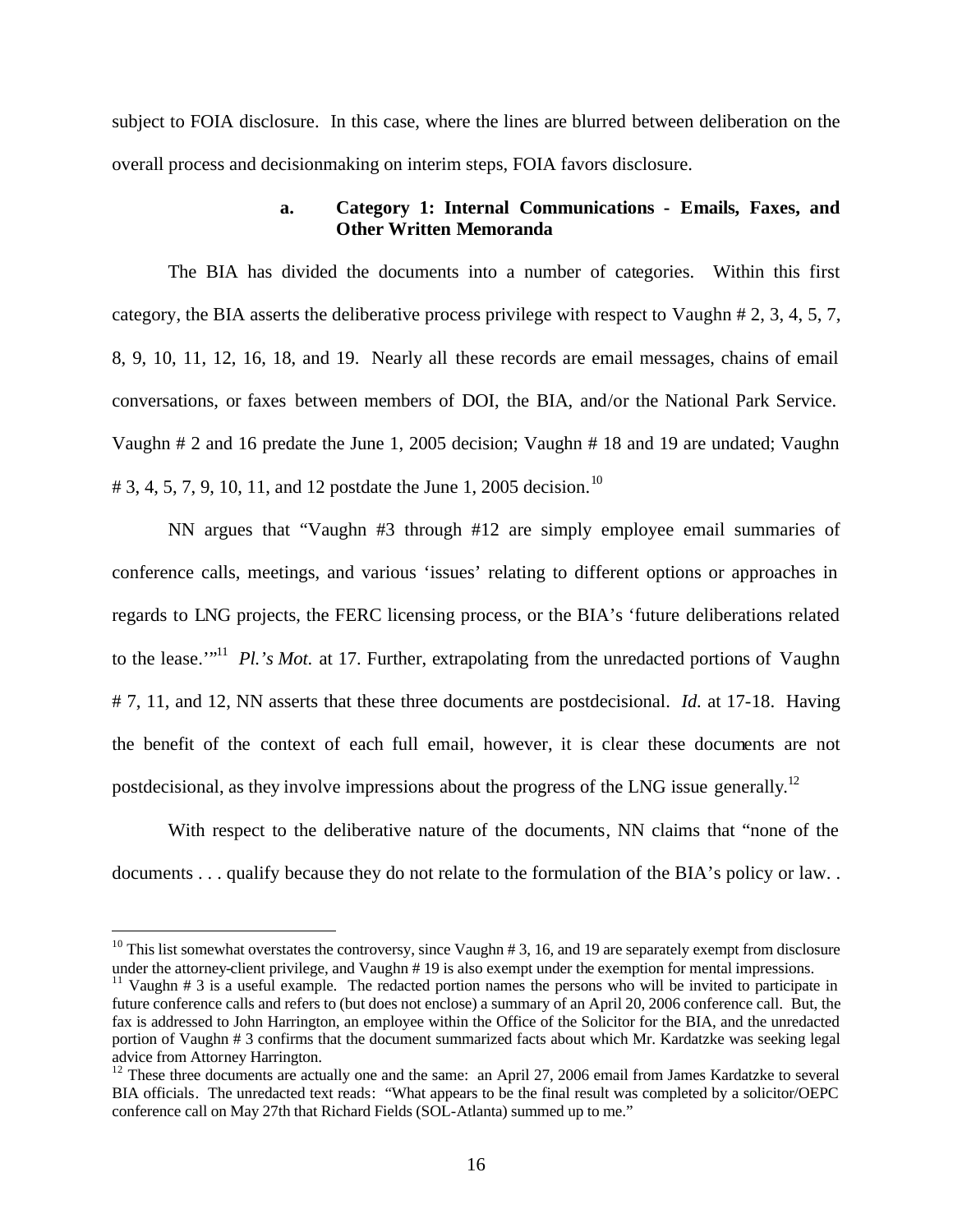subject to FOIA disclosure. In this case, where the lines are blurred between deliberation on the overall process and decisionmaking on interim steps, FOIA favors disclosure.

#### a. Category 1: Internal Communications - Emails, Faxes, and Other Written Memoranda

The BIA has divided the documents into a number of categories. Within this first category, the BIA asserts the deliberative process privilege with respect to Vaughn # 2, 3, 4, 5, 7, 8, 9, 10, 11, 12, 16, 18, and 19. Nearly all these records are email messages, chains of email conversations, or faxes between members of DOI, the BIA, and/or the National Park Service. Vaughn # 2 and 16 predate the June 1, 2005 decision; Vaughn # 18 and 19 are undated; Vaughn # 3, 4, 5, 7, 9, 10, 11, and 12 postdate the June 1, 2005 decision.[10]

NN argues that "Vaughn #3 through #12 are simply employee email summaries of conference calls, meetings, and various 'issues' relating to different options or approaches in regards to LNG projects, the FERC licensing process, or the BIA's 'future deliberations related to the lease.'"[11] *Pl.'s Mot.* at 17. Further, extrapolating from the unredacted portions of Vaughn # 7, 11, and 12, NN asserts that these three documents are postdecisional. *Id.* at 17-18. Having the benefit of the context of each full email, however, it is clear these documents are not postdecisional, as they involve impressions about the progress of the LNG issue generally.[12]

With respect to the deliberative nature of the documents, NN claims that "none of the documents . . . qualify because they do not relate to the formulation of the BIA's policy or law. .

---

[10] This list somewhat overstates the controversy, since Vaughn # 3, 16, and 19 are separately exempt from disclosure under the attorney-client privilege, and Vaughn # 19 is also exempt under the exemption for mental impressions.

[11] Vaughn # 3 is a useful example. The redacted portion names the persons who will be invited to participate in future conference calls and refers to (but does not enclose) a summary of an April 20, 2006 conference call. But, the fax is addressed to John Harrington, an employee within the Office of the Solicitor for the BIA, and the unredacted portion of Vaughn # 3 confirms that the document summarized facts about which Mr. Kardatzke was seeking legal advice from Attorney Harrington.

[12] These three documents are actually one and the same: an April 27, 2006 email from James Kardatzke to several BIA officials. The unredacted text reads: "What appears to be the final result was completed by a solicitor/OEPC conference call on May 27th that Richard Fields (SOL-Atlanta) summed up to me."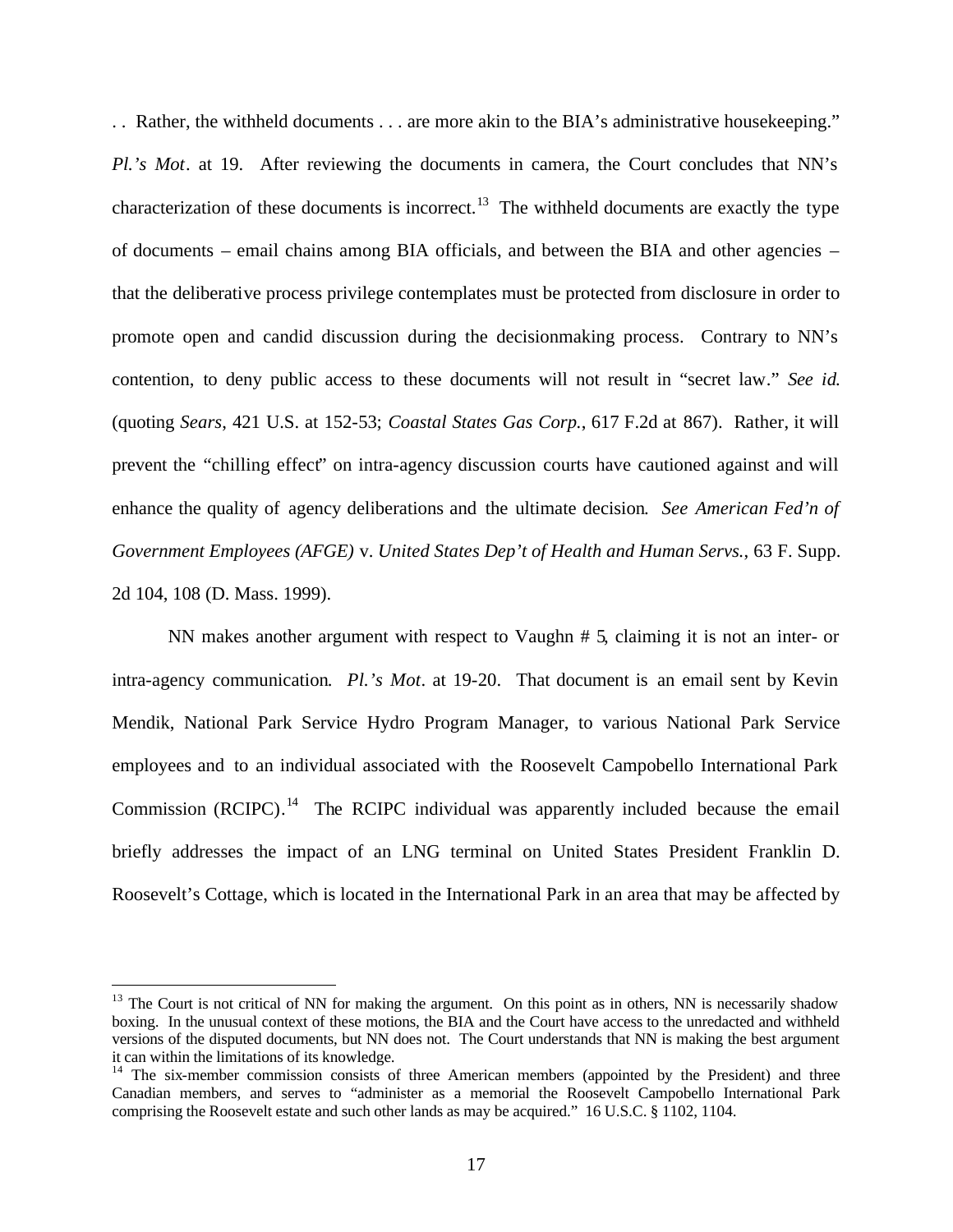. . Rather, the withheld documents . . . are more akin to the BIA's administrative housekeeping." *Pl.'s Mot*. at 19. After reviewing the documents in camera, the Court concludes that NN's characterization of these documents is incorrect.[13] The withheld documents are exactly the type of documents – email chains among BIA officials, and between the BIA and other agencies – that the deliberative process privilege contemplates must be protected from disclosure in order to promote open and candid discussion during the decisionmaking process. Contrary to NN's contention, to deny public access to these documents will not result in "secret law." *See id.* (quoting *Sears*, 421 U.S. at 152-53; *Coastal States Gas Corp.*, 617 F.2d at 867). Rather, it will prevent the "chilling effect" on intra-agency discussion courts have cautioned against and will enhance the quality of agency deliberations and the ultimate decision. *See American Fed'n of Government Employees (AFGE)* v. *United States Dep't of Health and Human Servs.*, 63 F. Supp. 2d 104, 108 (D. Mass. 1999).

NN makes another argument with respect to Vaughn # 5, claiming it is not an inter- or intra-agency communication. *Pl.'s Mot*. at 19-20. That document is an email sent by Kevin Mendik, National Park Service Hydro Program Manager, to various National Park Service employees and to an individual associated with the Roosevelt Campobello International Park Commission (RCIPC).[14] The RCIPC individual was apparently included because the email briefly addresses the impact of an LNG terminal on United States President Franklin D. Roosevelt's Cottage, which is located in the International Park in an area that may be affected by

---

[13] The Court is not critical of NN for making the argument. On this point as in others, NN is necessarily shadow boxing. In the unusual context of these motions, the BIA and the Court have access to the unredacted and withheld versions of the disputed documents, but NN does not. The Court understands that NN is making the best argument it can within the limitations of its knowledge.

[14] The six-member commission consists of three American members (appointed by the President) and three Canadian members, and serves to "administer as a memorial the Roosevelt Campobello International Park comprising the Roosevelt estate and such other lands as may be acquired." 16 U.S.C. § 1102, 1104.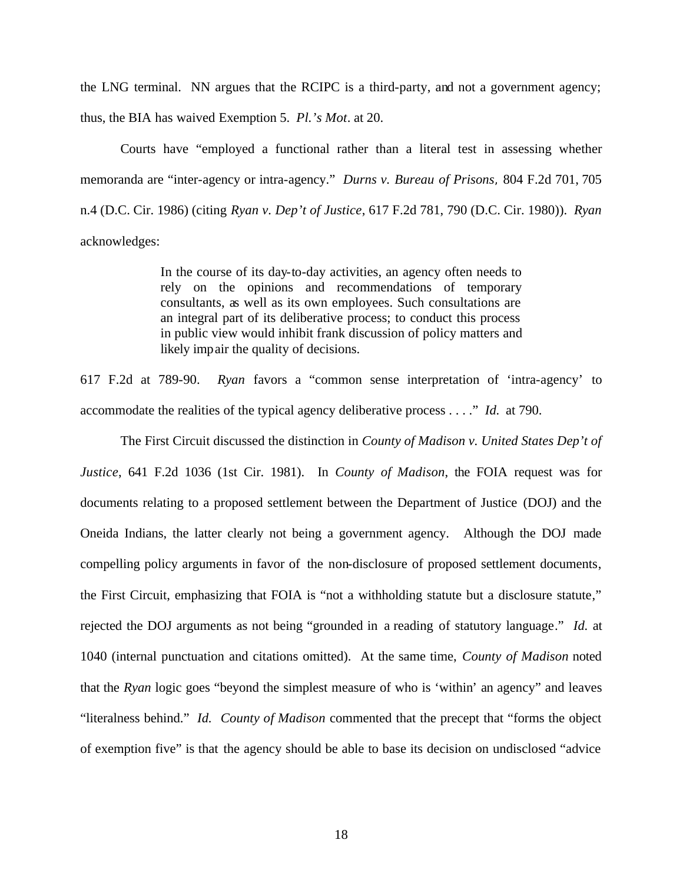the LNG terminal. NN argues that the RCIPC is a third-party, and not a government agency; thus, the BIA has waived Exemption 5. *Pl.'s Mot*. at 20.

Courts have "employed a functional rather than a literal test in assessing whether memoranda are "inter-agency or intra-agency." *Durns v. Bureau of Prisons*, 804 F.2d 701, 705 n.4 (D.C. Cir. 1986) (citing *Ryan v. Dep't of Justice*, 617 F.2d 781, 790 (D.C. Cir. 1980)). *Ryan* acknowledges:

> In the course of its day-to-day activities, an agency often needs to rely on the opinions and recommendations of temporary consultants, as well as its own employees. Such consultations are an integral part of its deliberative process; to conduct this process in public view would inhibit frank discussion of policy matters and likely impair the quality of decisions.

617 F.2d at 789-90. *Ryan* favors a "common sense interpretation of 'intra-agency' to accommodate the realities of the typical agency deliberative process . . . ." *Id.* at 790.

The First Circuit discussed the distinction in *County of Madison v. United States Dep't of Justice*, 641 F.2d 1036 (1st Cir. 1981). In *County of Madison*, the FOIA request was for documents relating to a proposed settlement between the Department of Justice (DOJ) and the Oneida Indians, the latter clearly not being a government agency. Although the DOJ made compelling policy arguments in favor of the non-disclosure of proposed settlement documents, the First Circuit, emphasizing that FOIA is "not a withholding statute but a disclosure statute," rejected the DOJ arguments as not being "grounded in a reading of statutory language." *Id.* at 1040 (internal punctuation and citations omitted). At the same time, *County of Madison* noted that the *Ryan* logic goes "beyond the simplest measure of who is 'within' an agency" and leaves "literalness behind." *Id. County of Madison* commented that the precept that "forms the object of exemption five" is that the agency should be able to base its decision on undisclosed "advice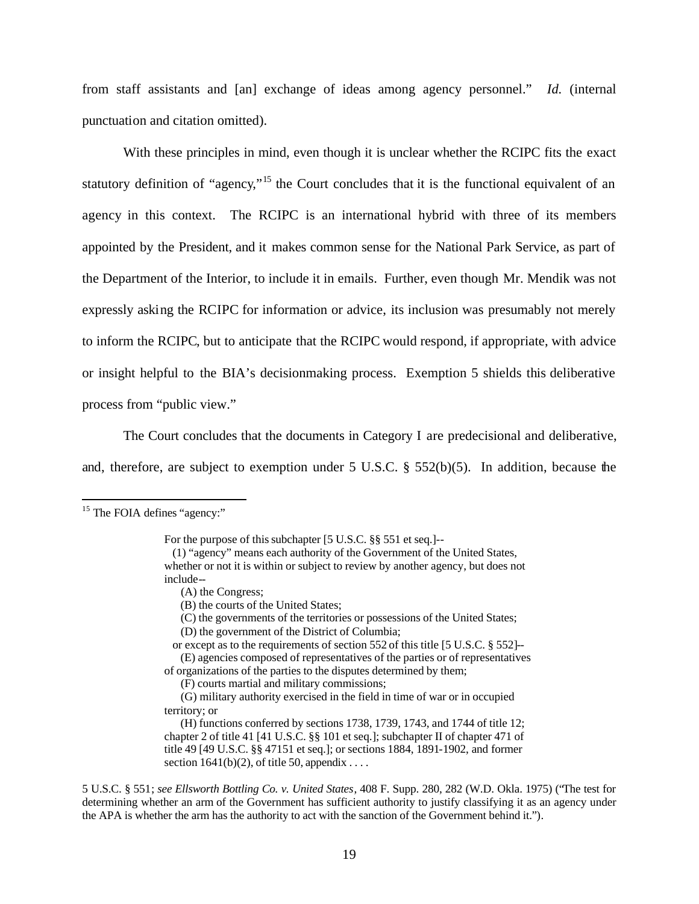from staff assistants and [an] exchange of ideas among agency personnel." *Id.* (internal punctuation and citation omitted).

With these principles in mind, even though it is unclear whether the RCIPC fits the exact statutory definition of "agency,"[15] the Court concludes that it is the functional equivalent of an agency in this context. The RCIPC is an international hybrid with three of its members appointed by the President, and it makes common sense for the National Park Service, as part of the Department of the Interior, to include it in emails. Further, even though Mr. Mendik was not expressly asking the RCIPC for information or advice, its inclusion was presumably not merely to inform the RCIPC, but to anticipate that the RCIPC would respond, if appropriate, with advice or insight helpful to the BIA's decisionmaking process. Exemption 5 shields this deliberative process from "public view."

The Court concludes that the documents in Category I are predecisional and deliberative, and, therefore, are subject to exemption under 5 U.S.C. § 552(b)(5). In addition, because the

---

[15] The FOIA defines "agency:"

> For the purpose of this subchapter [5 U.S.C. §§ 551 et seq.]--
>
> (1) "agency" means each authority of the Government of the United States, whether or not it is within or subject to review by another agency, but does not include--
>
> (A) the Congress;
>
> (B) the courts of the United States;
>
> (C) the governments of the territories or possessions of the United States;
>
> (D) the government of the District of Columbia;
>
> or except as to the requirements of section 552 of this title [5 U.S.C. § 552]--
>
> (E) agencies composed of representatives of the parties or of representatives of organizations of the parties to the disputes determined by them;
>
> (F) courts martial and military commissions;
>
> (G) military authority exercised in the field in time of war or in occupied territory; or
>
> (H) functions conferred by sections 1738, 1739, 1743, and 1744 of title 12; chapter 2 of title 41 [41 U.S.C. §§ 101 et seq.]; subchapter II of chapter 471 of title 49 [49 U.S.C. §§ 47151 et seq.]; or sections 1884, 1891-1902, and former section 1641(b)(2), of title 50, appendix . . . .

5 U.S.C. § 551; *see Ellsworth Bottling Co. v. United States*, 408 F. Supp. 280, 282 (W.D. Okla. 1975) ("The test for determining whether an arm of the Government has sufficient authority to justify classifying it as an agency under the APA is whether the arm has the authority to act with the sanction of the Government behind it.").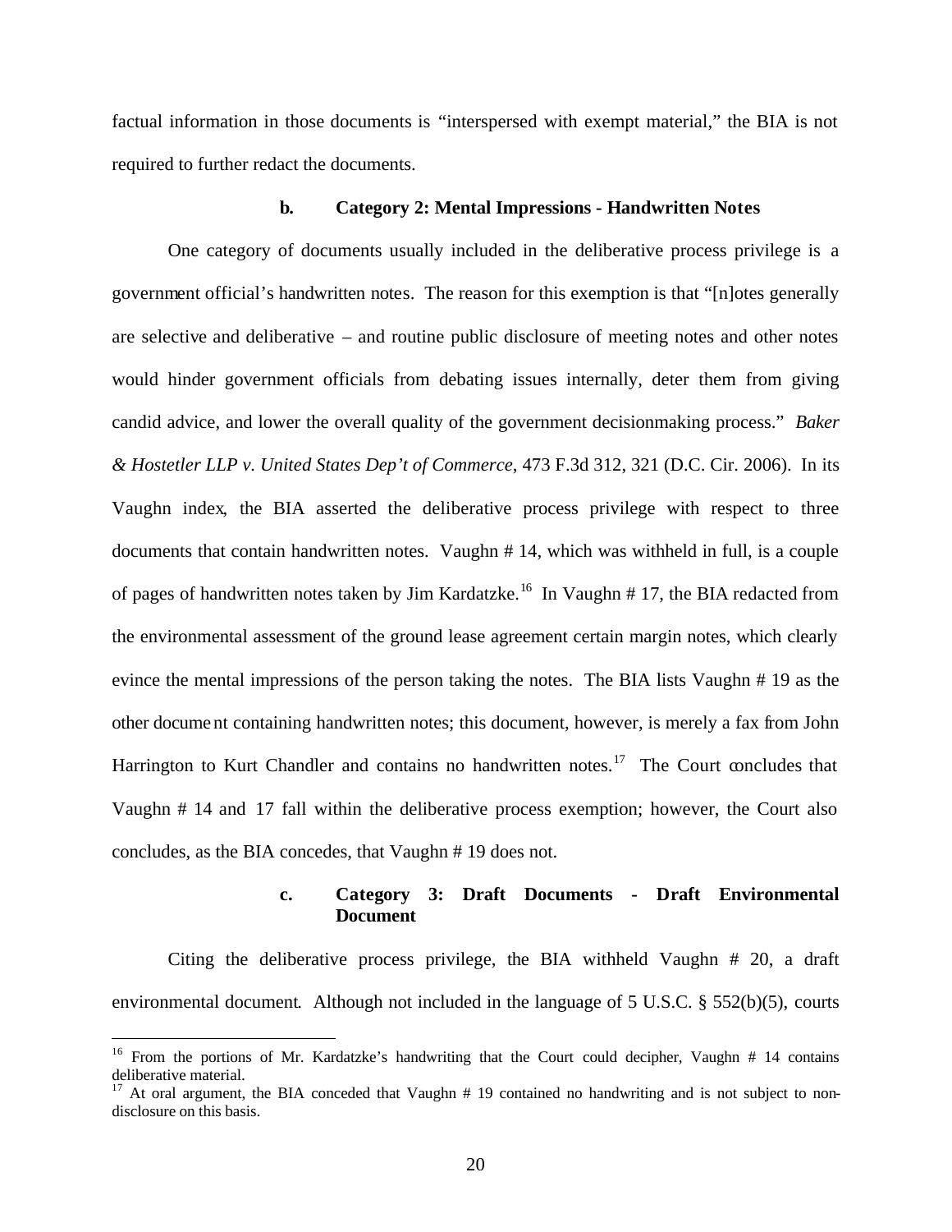factual information in those documents is "interspersed with exempt material," the BIA is not required to further redact the documents.

#### b. Category 2: Mental Impressions - Handwritten Notes

One category of documents usually included in the deliberative process privilege is a government official's handwritten notes. The reason for this exemption is that "[n]otes generally are selective and deliberative – and routine public disclosure of meeting notes and other notes would hinder government officials from debating issues internally, deter them from giving candid advice, and lower the overall quality of the government decisionmaking process." *Baker & Hostetler LLP v. United States Dep't of Commerce*, 473 F.3d 312, 321 (D.C. Cir. 2006). In its Vaughn index, the BIA asserted the deliberative process privilege with respect to three documents that contain handwritten notes. Vaughn # 14, which was withheld in full, is a couple of pages of handwritten notes taken by Jim Kardatzke.[16] In Vaughn # 17, the BIA redacted from the environmental assessment of the ground lease agreement certain margin notes, which clearly evince the mental impressions of the person taking the notes. The BIA lists Vaughn # 19 as the other document containing handwritten notes; this document, however, is merely a fax from John Harrington to Kurt Chandler and contains no handwritten notes.[17] The Court concludes that Vaughn # 14 and 17 fall within the deliberative process exemption; however, the Court also concludes, as the BIA concedes, that Vaughn # 19 does not.

#### c. Category 3: Draft Documents - Draft Environmental Document

Citing the deliberative process privilege, the BIA withheld Vaughn # 20, a draft environmental document. Although not included in the language of 5 U.S.C. § 552(b)(5), courts

---

[16] From the portions of Mr. Kardatzke's handwriting that the Court could decipher, Vaughn # 14 contains deliberative material.

[17] At oral argument, the BIA conceded that Vaughn # 19 contained no handwriting and is not subject to non-disclosure on this basis.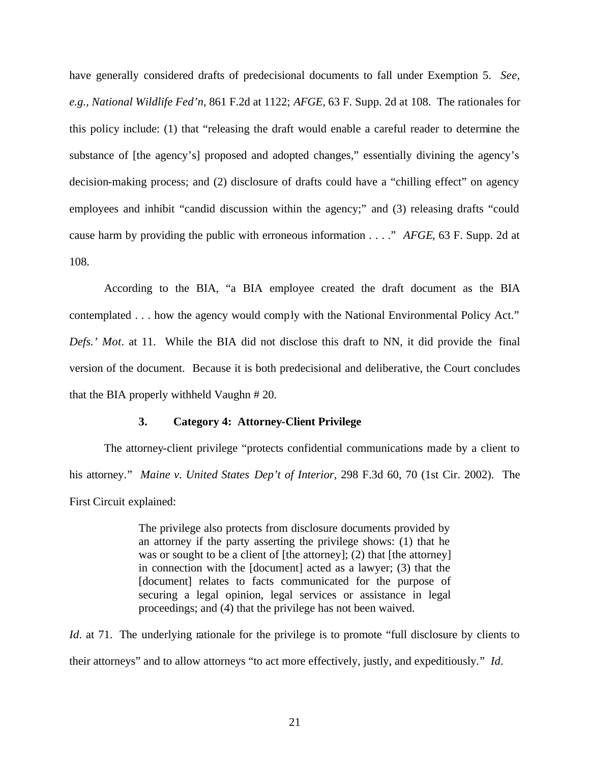have generally considered drafts of predecisional documents to fall under Exemption 5. *See, e.g.*, *National Wildlife Fed'n,* 861 F.2d at 1122; *AFGE,* 63 F. Supp. 2d at 108. The rationales for this policy include: (1) that "releasing the draft would enable a careful reader to determine the substance of [the agency's] proposed and adopted changes," essentially divining the agency's decision-making process; and (2) disclosure of drafts could have a "chilling effect" on agency employees and inhibit "candid discussion within the agency;" and (3) releasing drafts "could cause harm by providing the public with erroneous information . . . ." *AFGE*, 63 F. Supp. 2d at 108.

According to the BIA, "a BIA employee created the draft document as the BIA contemplated . . . how the agency would comply with the National Environmental Policy Act." *Defs.' Mot*. at 11. While the BIA did not disclose this draft to NN, it did provide the final version of the document. Because it is both predecisional and deliberative, the Court concludes that the BIA properly withheld Vaughn # 20.

### 3. Category 4: Attorney-Client Privilege

The attorney-client privilege "protects confidential communications made by a client to his attorney." *Maine v. United States Dep't of Interior*, 298 F.3d 60, 70 (1st Cir. 2002). The First Circuit explained:

> The privilege also protects from disclosure documents provided by an attorney if the party asserting the privilege shows: (1) that he was or sought to be a client of [the attorney]; (2) that [the attorney] in connection with the [document] acted as a lawyer; (3) that the [document] relates to facts communicated for the purpose of securing a legal opinion, legal services or assistance in legal proceedings; and (4) that the privilege has not been waived.

*Id*. at 71. The underlying rationale for the privilege is to promote "full disclosure by clients to their attorneys" and to allow attorneys "to act more effectively, justly, and expeditiously." *Id*.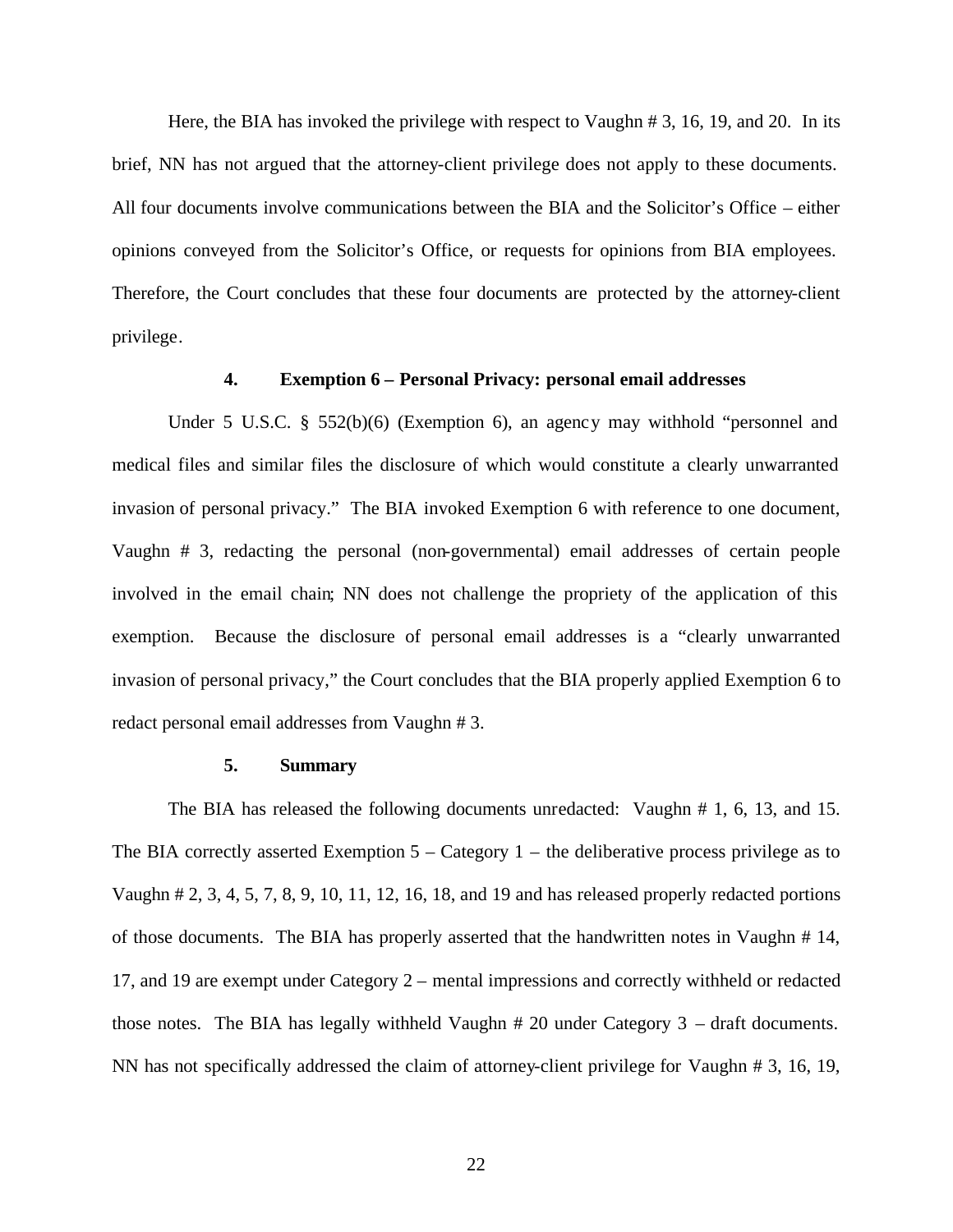Here, the BIA has invoked the privilege with respect to Vaughn # 3, 16, 19, and 20. In its brief, NN has not argued that the attorney-client privilege does not apply to these documents. All four documents involve communications between the BIA and the Solicitor's Office – either opinions conveyed from the Solicitor's Office, or requests for opinions from BIA employees. Therefore, the Court concludes that these four documents are protected by the attorney-client privilege.

#### 4. Exemption 6 – Personal Privacy: personal email addresses

Under 5 U.S.C. § 552(b)(6) (Exemption 6), an agency may withhold "personnel and medical files and similar files the disclosure of which would constitute a clearly unwarranted invasion of personal privacy." The BIA invoked Exemption 6 with reference to one document, Vaughn # 3, redacting the personal (non-governmental) email addresses of certain people involved in the email chain; NN does not challenge the propriety of the application of this exemption. Because the disclosure of personal email addresses is a "clearly unwarranted invasion of personal privacy," the Court concludes that the BIA properly applied Exemption 6 to redact personal email addresses from Vaughn # 3.

#### 5. Summary

The BIA has released the following documents unredacted: Vaughn # 1, 6, 13, and 15. The BIA correctly asserted Exemption 5 – Category 1 – the deliberative process privilege as to Vaughn # 2, 3, 4, 5, 7, 8, 9, 10, 11, 12, 16, 18, and 19 and has released properly redacted portions of those documents. The BIA has properly asserted that the handwritten notes in Vaughn # 14, 17, and 19 are exempt under Category 2 – mental impressions and correctly withheld or redacted those notes. The BIA has legally withheld Vaughn # 20 under Category 3 – draft documents. NN has not specifically addressed the claim of attorney-client privilege for Vaughn # 3, 16, 19,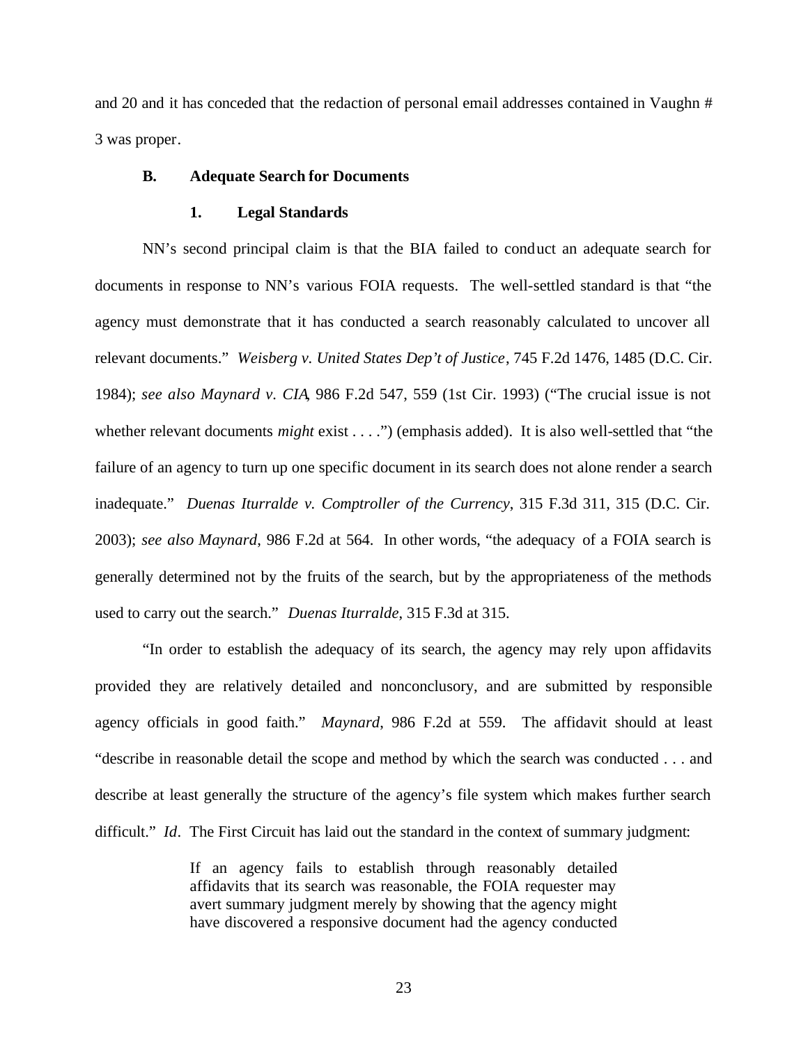and 20 and it has conceded that the redaction of personal email addresses contained in Vaughn # 3 was proper.

### B. Adequate Search for Documents

#### 1. Legal Standards

NN's second principal claim is that the BIA failed to conduct an adequate search for documents in response to NN's various FOIA requests. The well-settled standard is that "the agency must demonstrate that it has conducted a search reasonably calculated to uncover all relevant documents." *Weisberg v. United States Dep't of Justice*, 745 F.2d 1476, 1485 (D.C. Cir. 1984); *see also Maynard v. CIA*, 986 F.2d 547, 559 (1st Cir. 1993) ("The crucial issue is not whether relevant documents *might* exist . . . .") (emphasis added). It is also well-settled that "the failure of an agency to turn up one specific document in its search does not alone render a search inadequate." *Duenas Iturralde v. Comptroller of the Currency*, 315 F.3d 311, 315 (D.C. Cir. 2003); *see also Maynard*, 986 F.2d at 564. In other words, "the adequacy of a FOIA search is generally determined not by the fruits of the search, but by the appropriateness of the methods used to carry out the search." *Duenas Iturralde*, 315 F.3d at 315.

"In order to establish the adequacy of its search, the agency may rely upon affidavits provided they are relatively detailed and nonconclusory, and are submitted by responsible agency officials in good faith." *Maynard*, 986 F.2d at 559. The affidavit should at least "describe in reasonable detail the scope and method by which the search was conducted . . . and describe at least generally the structure of the agency's file system which makes further search difficult." *Id*. The First Circuit has laid out the standard in the context of summary judgment:

> If an agency fails to establish through reasonably detailed affidavits that its search was reasonable, the FOIA requester may avert summary judgment merely by showing that the agency might have discovered a responsive document had the agency conducted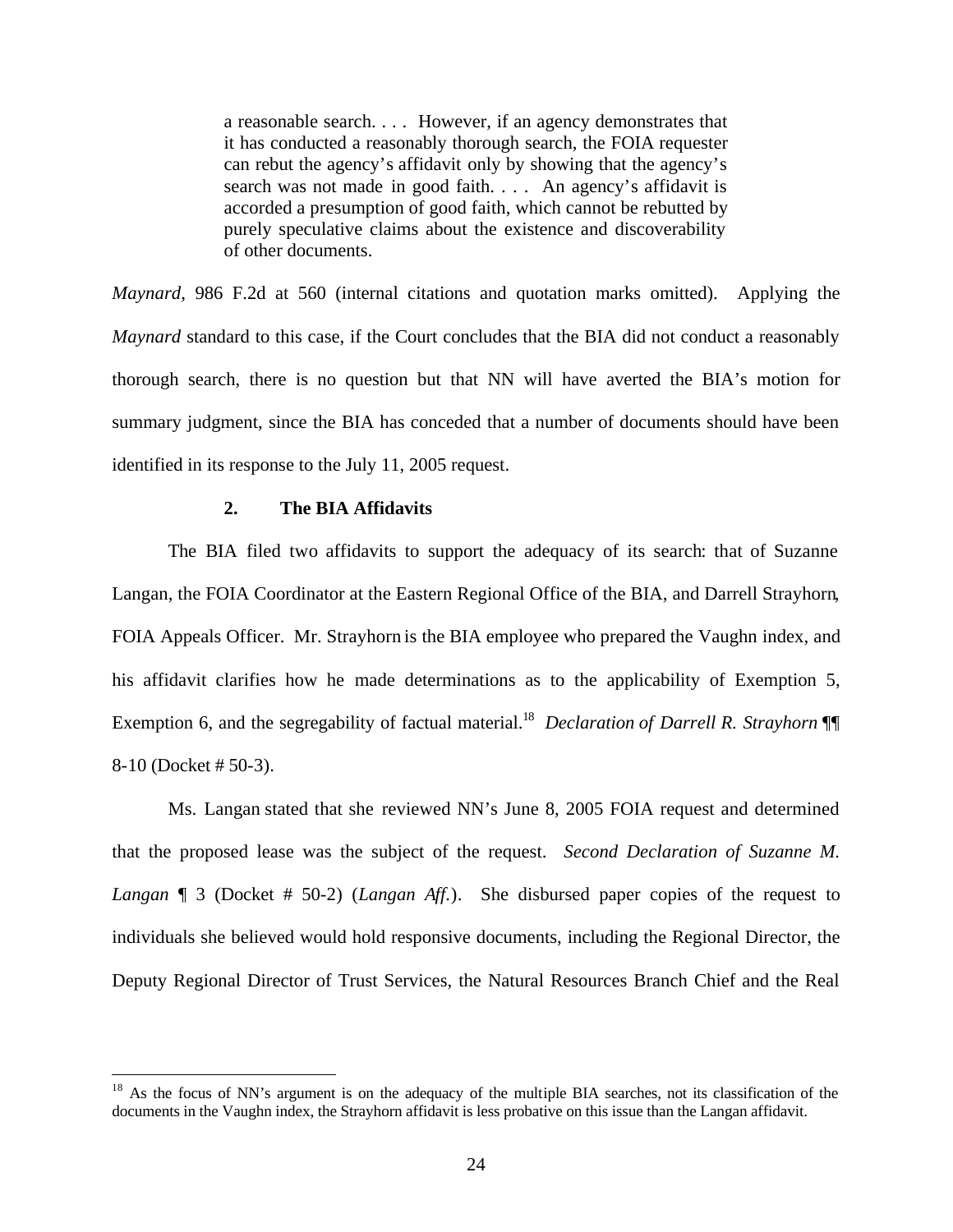> a reasonable search. . . . However, if an agency demonstrates that it has conducted a reasonably thorough search, the FOIA requester can rebut the agency's affidavit only by showing that the agency's search was not made in good faith. . . . An agency's affidavit is accorded a presumption of good faith, which cannot be rebutted by purely speculative claims about the existence and discoverability of other documents.

*Maynard*, 986 F.2d at 560 (internal citations and quotation marks omitted). Applying the *Maynard* standard to this case, if the Court concludes that the BIA did not conduct a reasonably thorough search, there is no question but that NN will have averted the BIA's motion for summary judgment, since the BIA has conceded that a number of documents should have been identified in its response to the July 11, 2005 request.

### 2. The BIA Affidavits

The BIA filed two affidavits to support the adequacy of its search: that of Suzanne Langan, the FOIA Coordinator at the Eastern Regional Office of the BIA, and Darrell Strayhorn, FOIA Appeals Officer. Mr. Strayhorn is the BIA employee who prepared the Vaughn index, and his affidavit clarifies how he made determinations as to the applicability of Exemption 5, Exemption 6, and the segregability of factual material.[18] *Declaration of Darrell R. Strayhorn* ¶¶ 8-10 (Docket # 50-3).

Ms. Langan stated that she reviewed NN's June 8, 2005 FOIA request and determined that the proposed lease was the subject of the request. *Second Declaration of Suzanne M. Langan* ¶ 3 (Docket # 50-2) (*Langan Aff.*). She disbursed paper copies of the request to individuals she believed would hold responsive documents, including the Regional Director, the Deputy Regional Director of Trust Services, the Natural Resources Branch Chief and the Real

[18] As the focus of NN's argument is on the adequacy of the multiple BIA searches, not its classification of the documents in the Vaughn index, the Strayhorn affidavit is less probative on this issue than the Langan affidavit.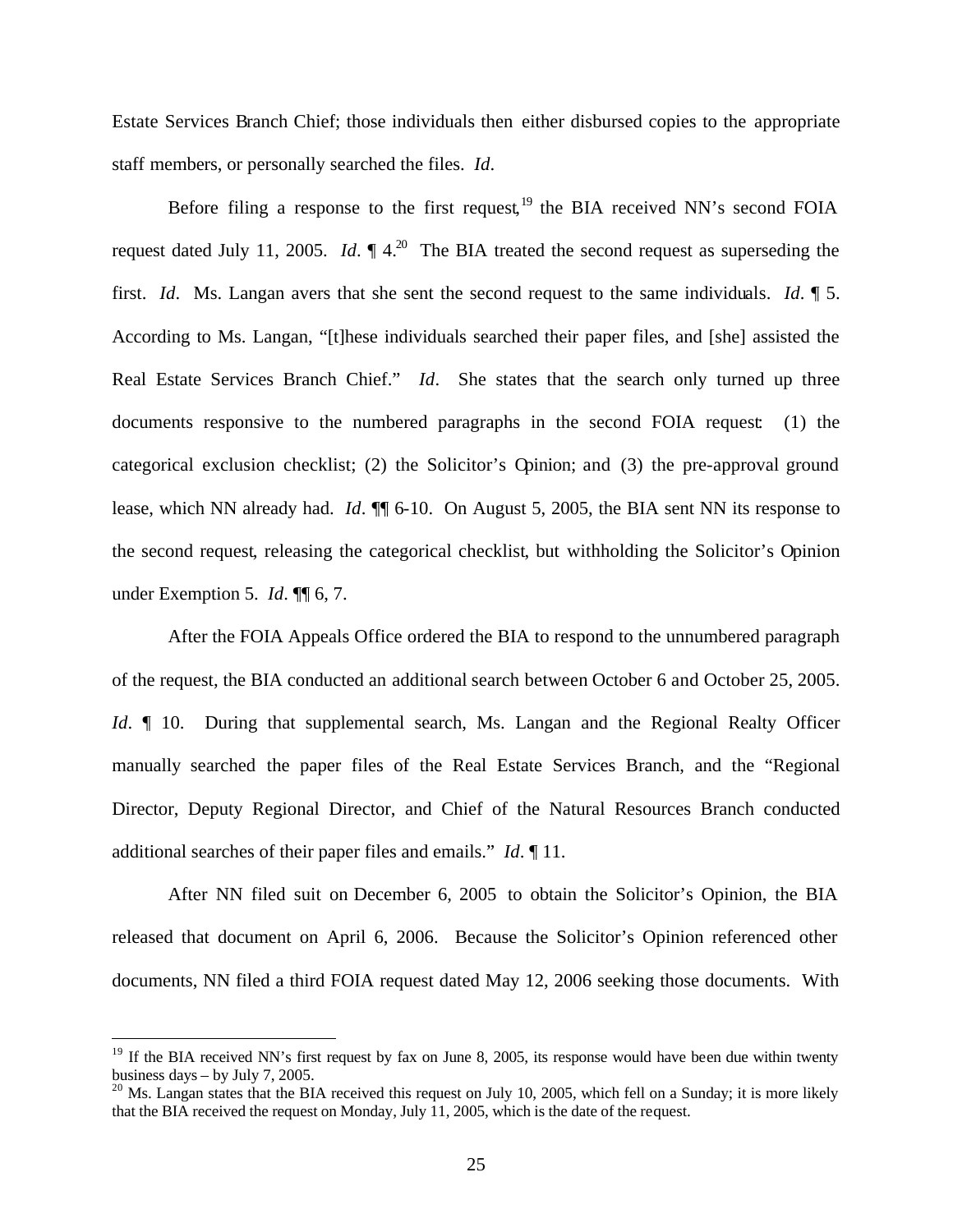Estate Services Branch Chief; those individuals then either disbursed copies to the appropriate staff members, or personally searched the files. *Id*.

Before filing a response to the first request,[19] the BIA received NN's second FOIA request dated July 11, 2005. *Id*. ¶ 4.[20] The BIA treated the second request as superseding the first. *Id*. Ms. Langan avers that she sent the second request to the same individuals. *Id*. ¶ 5. According to Ms. Langan, "[t]hese individuals searched their paper files, and [she] assisted the Real Estate Services Branch Chief." *Id*. She states that the search only turned up three documents responsive to the numbered paragraphs in the second FOIA request: (1) the categorical exclusion checklist; (2) the Solicitor's Opinion; and (3) the pre-approval ground lease, which NN already had. *Id*. ¶¶ 6-10. On August 5, 2005, the BIA sent NN its response to the second request, releasing the categorical checklist, but withholding the Solicitor's Opinion under Exemption 5. *Id*. ¶¶ 6, 7.

After the FOIA Appeals Office ordered the BIA to respond to the unnumbered paragraph of the request, the BIA conducted an additional search between October 6 and October 25, 2005. *Id*. ¶ 10. During that supplemental search, Ms. Langan and the Regional Realty Officer manually searched the paper files of the Real Estate Services Branch, and the "Regional Director, Deputy Regional Director, and Chief of the Natural Resources Branch conducted additional searches of their paper files and emails." *Id*. ¶ 11.

After NN filed suit on December 6, 2005 to obtain the Solicitor's Opinion, the BIA released that document on April 6, 2006. Because the Solicitor's Opinion referenced other documents, NN filed a third FOIA request dated May 12, 2006 seeking those documents. With

---

[19] If the BIA received NN's first request by fax on June 8, 2005, its response would have been due within twenty business days – by July 7, 2005.

[20] Ms. Langan states that the BIA received this request on July 10, 2005, which fell on a Sunday; it is more likely that the BIA received the request on Monday, July 11, 2005, which is the date of the request.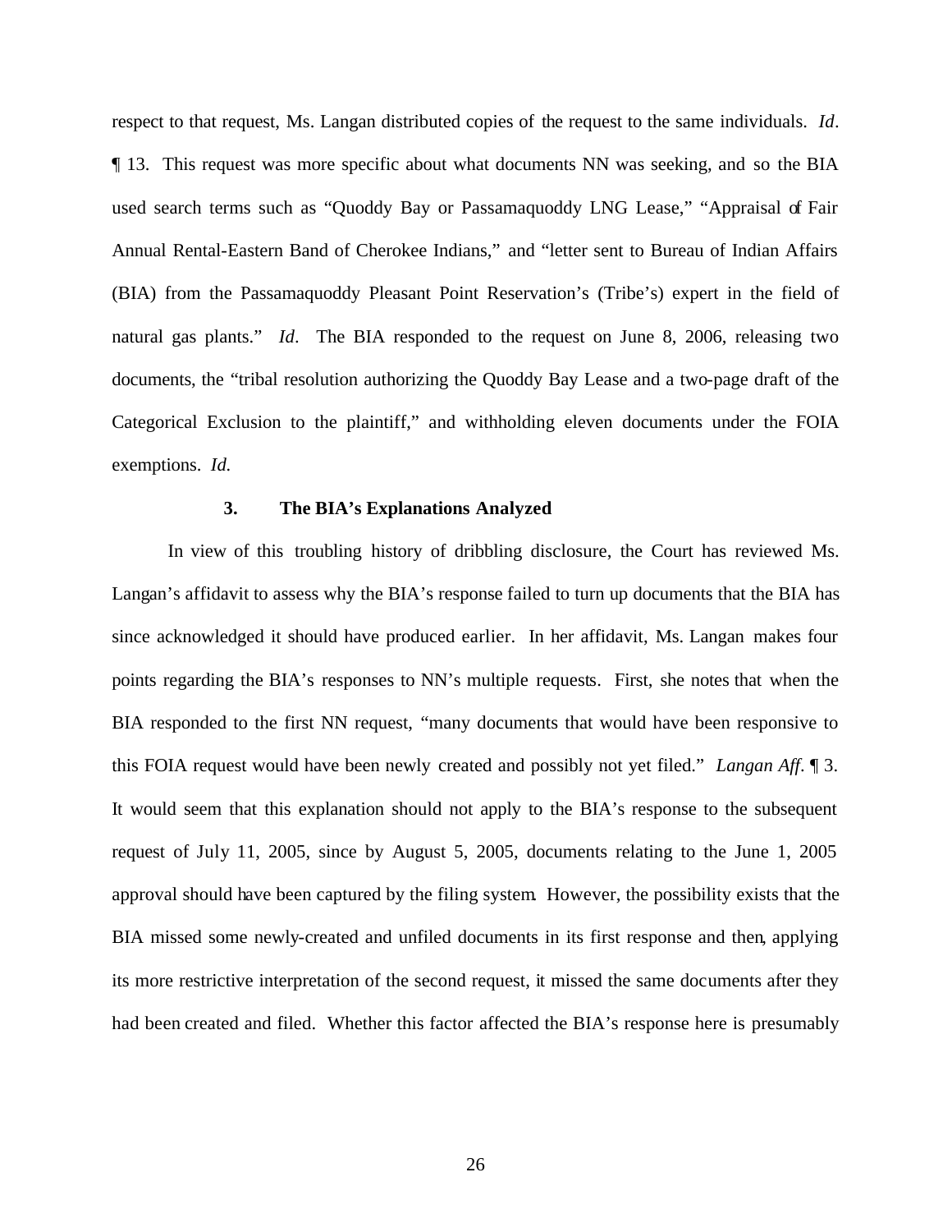respect to that request, Ms. Langan distributed copies of the request to the same individuals. *Id*. ¶ 13. This request was more specific about what documents NN was seeking, and so the BIA used search terms such as "Quoddy Bay or Passamaquoddy LNG Lease," "Appraisal of Fair Annual Rental-Eastern Band of Cherokee Indians," and "letter sent to Bureau of Indian Affairs (BIA) from the Passamaquoddy Pleasant Point Reservation's (Tribe's) expert in the field of natural gas plants." *Id*. The BIA responded to the request on June 8, 2006, releasing two documents, the "tribal resolution authorizing the Quoddy Bay Lease and a two-page draft of the Categorical Exclusion to the plaintiff," and withholding eleven documents under the FOIA exemptions. *Id.*

### 3. The BIA's Explanations Analyzed

In view of this troubling history of dribbling disclosure, the Court has reviewed Ms. Langan's affidavit to assess why the BIA's response failed to turn up documents that the BIA has since acknowledged it should have produced earlier. In her affidavit, Ms. Langan makes four points regarding the BIA's responses to NN's multiple requests. First, she notes that when the BIA responded to the first NN request, "many documents that would have been responsive to this FOIA request would have been newly created and possibly not yet filed." *Langan Aff*. ¶ 3. It would seem that this explanation should not apply to the BIA's response to the subsequent request of July 11, 2005, since by August 5, 2005, documents relating to the June 1, 2005 approval should have been captured by the filing system. However, the possibility exists that the BIA missed some newly-created and unfiled documents in its first response and then, applying its more restrictive interpretation of the second request, it missed the same documents after they had been created and filed. Whether this factor affected the BIA's response here is presumably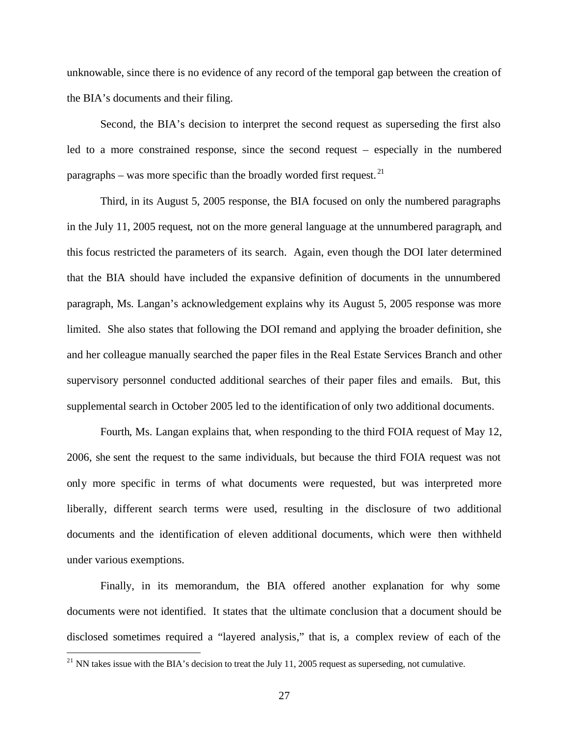unknowable, since there is no evidence of any record of the temporal gap between the creation of the BIA's documents and their filing.

Second, the BIA's decision to interpret the second request as superseding the first also led to a more constrained response, since the second request – especially in the numbered paragraphs – was more specific than the broadly worded first request.[21]

Third, in its August 5, 2005 response, the BIA focused on only the numbered paragraphs in the July 11, 2005 request, not on the more general language at the unnumbered paragraph, and this focus restricted the parameters of its search. Again, even though the DOI later determined that the BIA should have included the expansive definition of documents in the unnumbered paragraph, Ms. Langan's acknowledgement explains why its August 5, 2005 response was more limited. She also states that following the DOI remand and applying the broader definition, she and her colleague manually searched the paper files in the Real Estate Services Branch and other supervisory personnel conducted additional searches of their paper files and emails. But, this supplemental search in October 2005 led to the identification of only two additional documents.

Fourth, Ms. Langan explains that, when responding to the third FOIA request of May 12, 2006, she sent the request to the same individuals, but because the third FOIA request was not only more specific in terms of what documents were requested, but was interpreted more liberally, different search terms were used, resulting in the disclosure of two additional documents and the identification of eleven additional documents, which were then withheld under various exemptions.

Finally, in its memorandum, the BIA offered another explanation for why some documents were not identified. It states that the ultimate conclusion that a document should be disclosed sometimes required a "layered analysis," that is, a complex review of each of the

[21] NN takes issue with the BIA's decision to treat the July 11, 2005 request as superseding, not cumulative.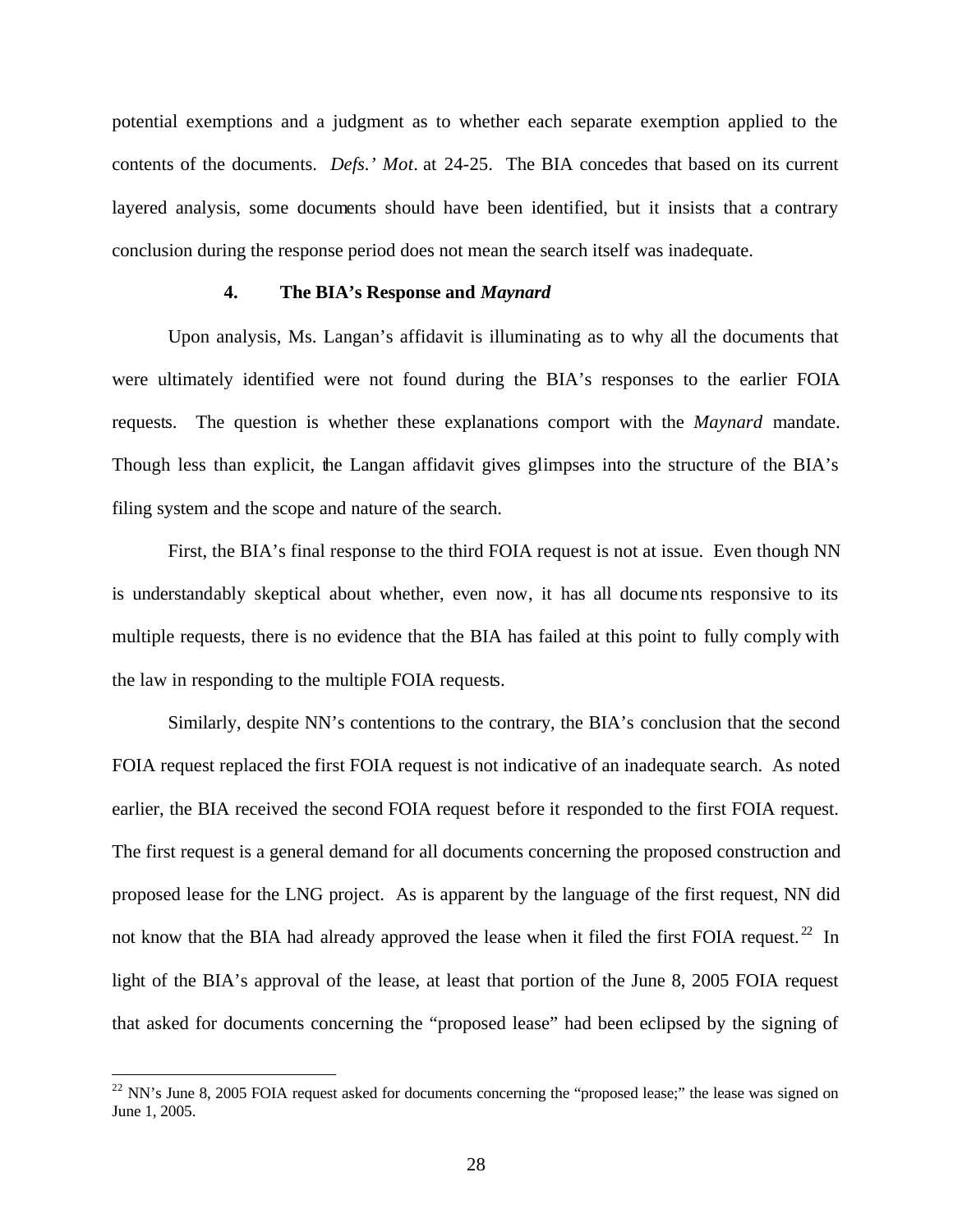potential exemptions and a judgment as to whether each separate exemption applied to the contents of the documents. *Defs.' Mot*. at 24-25. The BIA concedes that based on its current layered analysis, some documents should have been identified, but it insists that a contrary conclusion during the response period does not mean the search itself was inadequate.

#### 4. The BIA's Response and *Maynard*

Upon analysis, Ms. Langan's affidavit is illuminating as to why all the documents that were ultimately identified were not found during the BIA's responses to the earlier FOIA requests. The question is whether these explanations comport with the *Maynard* mandate. Though less than explicit, the Langan affidavit gives glimpses into the structure of the BIA's filing system and the scope and nature of the search.

First, the BIA's final response to the third FOIA request is not at issue. Even though NN is understandably skeptical about whether, even now, it has all documents responsive to its multiple requests, there is no evidence that the BIA has failed at this point to fully comply with the law in responding to the multiple FOIA requests.

Similarly, despite NN's contentions to the contrary, the BIA's conclusion that the second FOIA request replaced the first FOIA request is not indicative of an inadequate search. As noted earlier, the BIA received the second FOIA request before it responded to the first FOIA request. The first request is a general demand for all documents concerning the proposed construction and proposed lease for the LNG project. As is apparent by the language of the first request, NN did not know that the BIA had already approved the lease when it filed the first FOIA request.[22] In light of the BIA's approval of the lease, at least that portion of the June 8, 2005 FOIA request that asked for documents concerning the "proposed lease" had been eclipsed by the signing of

[22] NN's June 8, 2005 FOIA request asked for documents concerning the "proposed lease;" the lease was signed on June 1, 2005.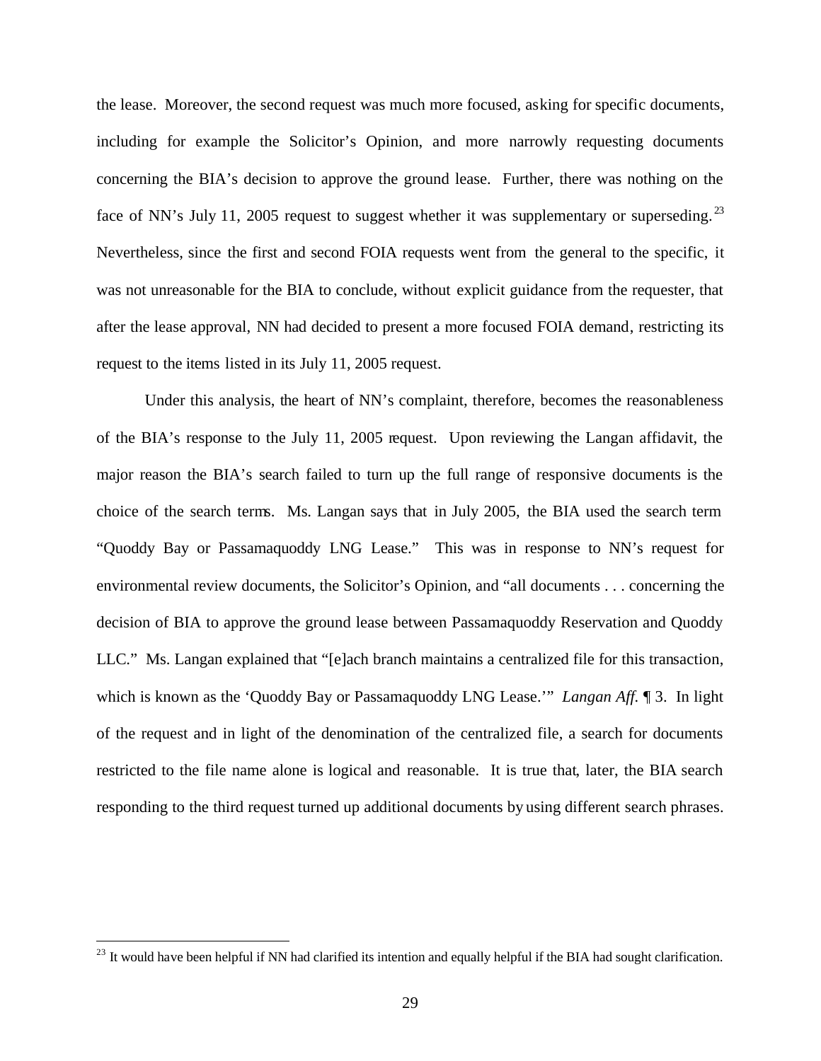the lease. Moreover, the second request was much more focused, asking for specific documents, including for example the Solicitor's Opinion, and more narrowly requesting documents concerning the BIA's decision to approve the ground lease. Further, there was nothing on the face of NN's July 11, 2005 request to suggest whether it was supplementary or superseding.[23] Nevertheless, since the first and second FOIA requests went from the general to the specific, it was not unreasonable for the BIA to conclude, without explicit guidance from the requester, that after the lease approval, NN had decided to present a more focused FOIA demand, restricting its request to the items listed in its July 11, 2005 request.

Under this analysis, the heart of NN's complaint, therefore, becomes the reasonableness of the BIA's response to the July 11, 2005 request. Upon reviewing the Langan affidavit, the major reason the BIA's search failed to turn up the full range of responsive documents is the choice of the search terms. Ms. Langan says that in July 2005, the BIA used the search term "Quoddy Bay or Passamaquoddy LNG Lease." This was in response to NN's request for environmental review documents, the Solicitor's Opinion, and "all documents . . . concerning the decision of BIA to approve the ground lease between Passamaquoddy Reservation and Quoddy LLC." Ms. Langan explained that "[e]ach branch maintains a centralized file for this transaction, which is known as the 'Quoddy Bay or Passamaquoddy LNG Lease.'" *Langan Aff.* ¶ 3. In light of the request and in light of the denomination of the centralized file, a search for documents restricted to the file name alone is logical and reasonable. It is true that, later, the BIA search responding to the third request turned up additional documents by using different search phrases.

[23] It would have been helpful if NN had clarified its intention and equally helpful if the BIA had sought clarification.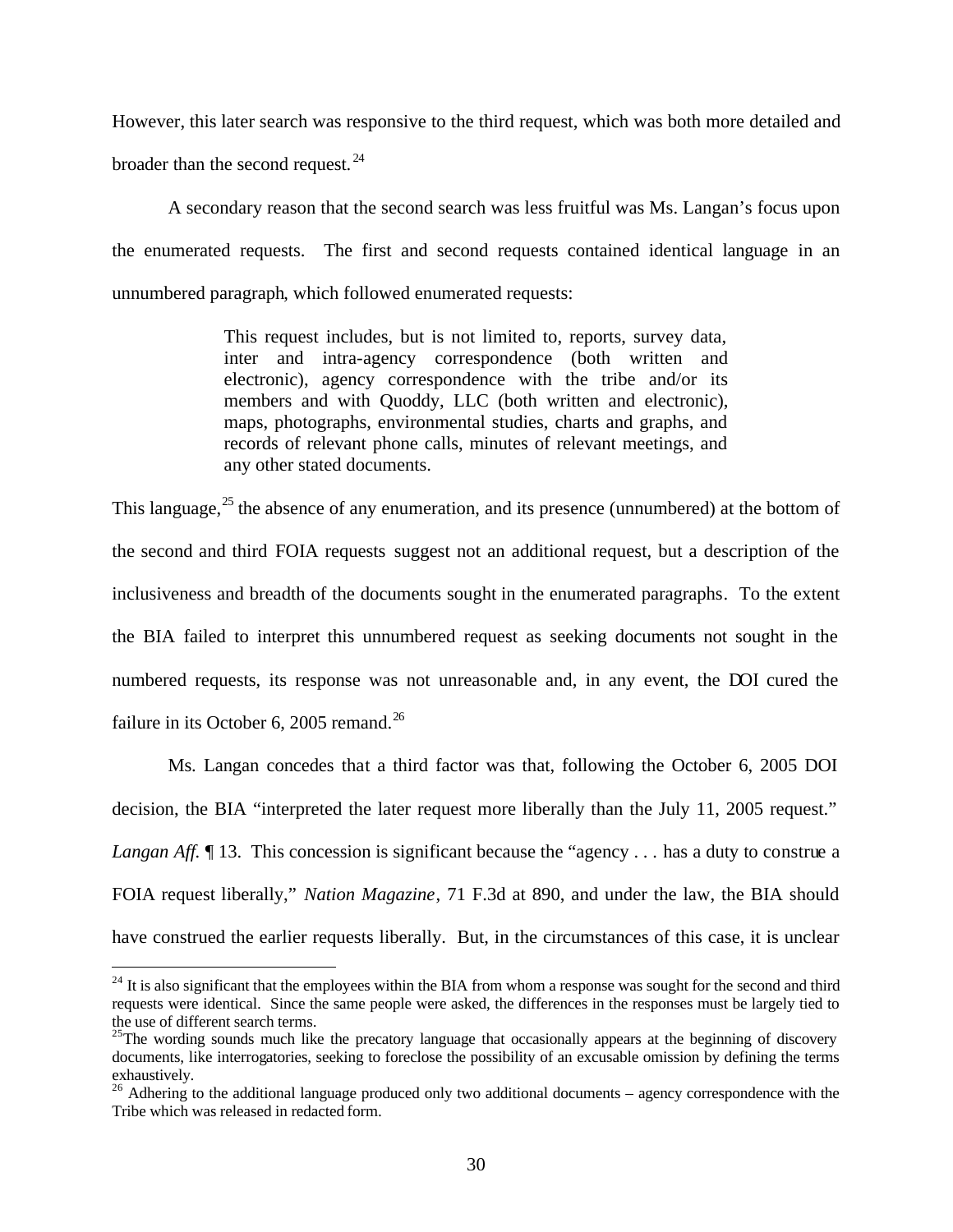However, this later search was responsive to the third request, which was both more detailed and broader than the second request.[24]

A secondary reason that the second search was less fruitful was Ms. Langan's focus upon the enumerated requests. The first and second requests contained identical language in an unnumbered paragraph, which followed enumerated requests:

> This request includes, but is not limited to, reports, survey data, inter and intra-agency correspondence (both written and electronic), agency correspondence with the tribe and/or its members and with Quoddy, LLC (both written and electronic), maps, photographs, environmental studies, charts and graphs, and records of relevant phone calls, minutes of relevant meetings, and any other stated documents.

This language,[25] the absence of any enumeration, and its presence (unnumbered) at the bottom of the second and third FOIA requests suggest not an additional request, but a description of the inclusiveness and breadth of the documents sought in the enumerated paragraphs. To the extent the BIA failed to interpret this unnumbered request as seeking documents not sought in the numbered requests, its response was not unreasonable and, in any event, the DOI cured the failure in its October 6, 2005 remand.[26]

Ms. Langan concedes that a third factor was that, following the October 6, 2005 DOI decision, the BIA "interpreted the later request more liberally than the July 11, 2005 request." *Langan Aff.* ¶ 13. This concession is significant because the "agency . . . has a duty to construe a FOIA request liberally," *Nation Magazine*, 71 F.3d at 890, and under the law, the BIA should have construed the earlier requests liberally. But, in the circumstances of this case, it is unclear

---

[24] It is also significant that the employees within the BIA from whom a response was sought for the second and third requests were identical. Since the same people were asked, the differences in the responses must be largely tied to the use of different search terms.

[25] The wording sounds much like the precatory language that occasionally appears at the beginning of discovery documents, like interrogatories, seeking to foreclose the possibility of an excusable omission by defining the terms exhaustively.

[26] Adhering to the additional language produced only two additional documents – agency correspondence with the Tribe which was released in redacted form.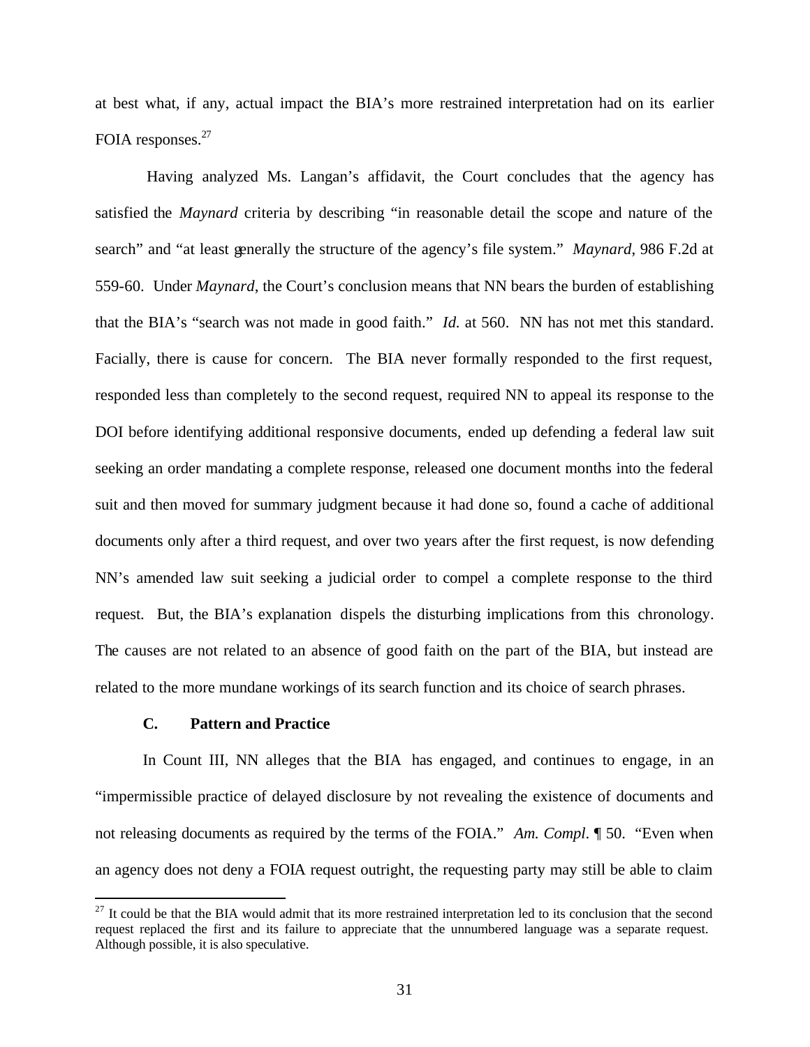at best what, if any, actual impact the BIA's more restrained interpretation had on its earlier FOIA responses.[27]

Having analyzed Ms. Langan's affidavit, the Court concludes that the agency has satisfied the *Maynard* criteria by describing "in reasonable detail the scope and nature of the search" and "at least generally the structure of the agency's file system." *Maynard*, 986 F.2d at 559-60. Under *Maynard*, the Court's conclusion means that NN bears the burden of establishing that the BIA's "search was not made in good faith." *Id.* at 560. NN has not met this standard. Facially, there is cause for concern. The BIA never formally responded to the first request, responded less than completely to the second request, required NN to appeal its response to the DOI before identifying additional responsive documents, ended up defending a federal law suit seeking an order mandating a complete response, released one document months into the federal suit and then moved for summary judgment because it had done so, found a cache of additional documents only after a third request, and over two years after the first request, is now defending NN's amended law suit seeking a judicial order to compel a complete response to the third request. But, the BIA's explanation dispels the disturbing implications from this chronology. The causes are not related to an absence of good faith on the part of the BIA, but instead are related to the more mundane workings of its search function and its choice of search phrases.

### C. Pattern and Practice

In Count III, NN alleges that the BIA has engaged, and continues to engage, in an "impermissible practice of delayed disclosure by not revealing the existence of documents and not releasing documents as required by the terms of the FOIA." *Am. Compl.* ¶ 50. "Even when an agency does not deny a FOIA request outright, the requesting party may still be able to claim

---

[27] It could be that the BIA would admit that its more restrained interpretation led to its conclusion that the second request replaced the first and its failure to appreciate that the unnumbered language was a separate request. Although possible, it is also speculative.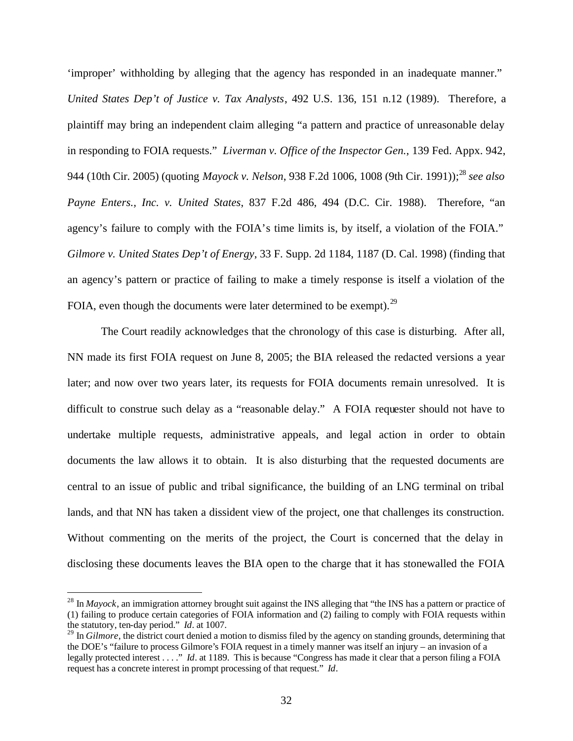'improper' withholding by alleging that the agency has responded in an inadequate manner." *United States Dep't of Justice v. Tax Analysts*, 492 U.S. 136, 151 n.12 (1989). Therefore, a plaintiff may bring an independent claim alleging "a pattern and practice of unreasonable delay in responding to FOIA requests." *Liverman v. Office of the Inspector Gen.*, 139 Fed. Appx. 942, 944 (10th Cir. 2005) (quoting *Mayock v. Nelson*, 938 F.2d 1006, 1008 (9th Cir. 1991));[28] *see also Payne Enters., Inc. v. United States*, 837 F.2d 486, 494 (D.C. Cir. 1988). Therefore, "an agency's failure to comply with the FOIA's time limits is, by itself, a violation of the FOIA." *Gilmore v. United States Dep't of Energy*, 33 F. Supp. 2d 1184, 1187 (D. Cal. 1998) (finding that an agency's pattern or practice of failing to make a timely response is itself a violation of the FOIA, even though the documents were later determined to be exempt).[29]

The Court readily acknowledges that the chronology of this case is disturbing. After all, NN made its first FOIA request on June 8, 2005; the BIA released the redacted versions a year later; and now over two years later, its requests for FOIA documents remain unresolved. It is difficult to construe such delay as a "reasonable delay." A FOIA requester should not have to undertake multiple requests, administrative appeals, and legal action in order to obtain documents the law allows it to obtain. It is also disturbing that the requested documents are central to an issue of public and tribal significance, the building of an LNG terminal on tribal lands, and that NN has taken a dissident view of the project, one that challenges its construction. Without commenting on the merits of the project, the Court is concerned that the delay in disclosing these documents leaves the BIA open to the charge that it has stonewalled the FOIA

---

[28] In *Mayock*, an immigration attorney brought suit against the INS alleging that "the INS has a pattern or practice of (1) failing to produce certain categories of FOIA information and (2) failing to comply with FOIA requests within the statutory, ten-day period." *Id*. at 1007.

[29] In *Gilmore*, the district court denied a motion to dismiss filed by the agency on standing grounds, determining that the DOE's "failure to process Gilmore's FOIA request in a timely manner was itself an injury – an invasion of a legally protected interest . . . ." *Id*. at 1189. This is because "Congress has made it clear that a person filing a FOIA request has a concrete interest in prompt processing of that request." *Id*.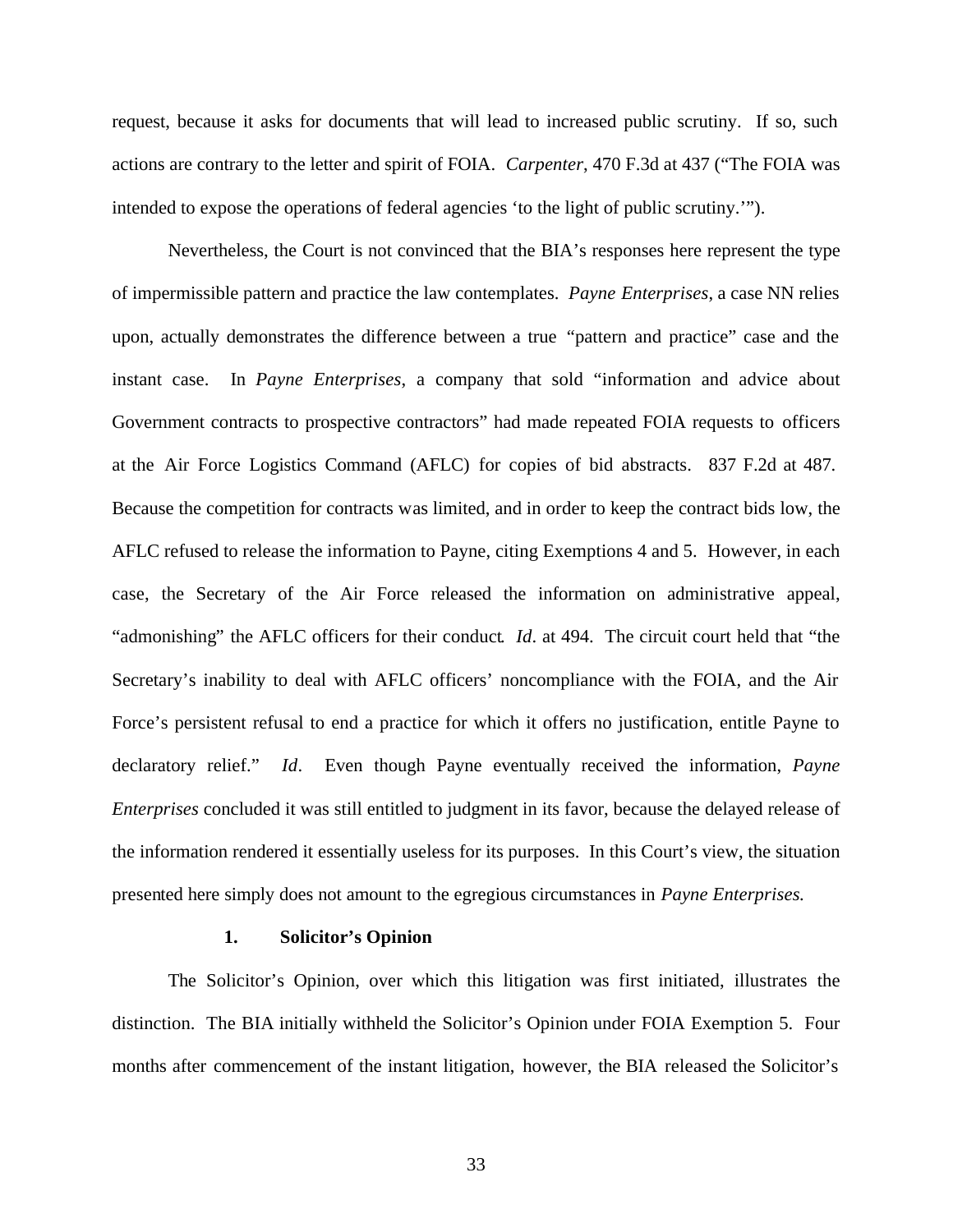request, because it asks for documents that will lead to increased public scrutiny. If so, such actions are contrary to the letter and spirit of FOIA. *Carpenter*, 470 F.3d at 437 ("The FOIA was intended to expose the operations of federal agencies 'to the light of public scrutiny.'").

Nevertheless, the Court is not convinced that the BIA's responses here represent the type of impermissible pattern and practice the law contemplates. *Payne Enterprises*, a case NN relies upon, actually demonstrates the difference between a true "pattern and practice" case and the instant case. In *Payne Enterprises*, a company that sold "information and advice about Government contracts to prospective contractors" had made repeated FOIA requests to officers at the Air Force Logistics Command (AFLC) for copies of bid abstracts. 837 F.2d at 487. Because the competition for contracts was limited, and in order to keep the contract bids low, the AFLC refused to release the information to Payne, citing Exemptions 4 and 5. However, in each case, the Secretary of the Air Force released the information on administrative appeal, "admonishing" the AFLC officers for their conduct. *Id*. at 494. The circuit court held that "the Secretary's inability to deal with AFLC officers' noncompliance with the FOIA, and the Air Force's persistent refusal to end a practice for which it offers no justification, entitle Payne to declaratory relief." *Id*. Even though Payne eventually received the information, *Payne Enterprises* concluded it was still entitled to judgment in its favor, because the delayed release of the information rendered it essentially useless for its purposes. In this Court's view, the situation presented here simply does not amount to the egregious circumstances in *Payne Enterprises.*

### 1. Solicitor's Opinion

The Solicitor's Opinion, over which this litigation was first initiated, illustrates the distinction. The BIA initially withheld the Solicitor's Opinion under FOIA Exemption 5. Four months after commencement of the instant litigation, however, the BIA released the Solicitor's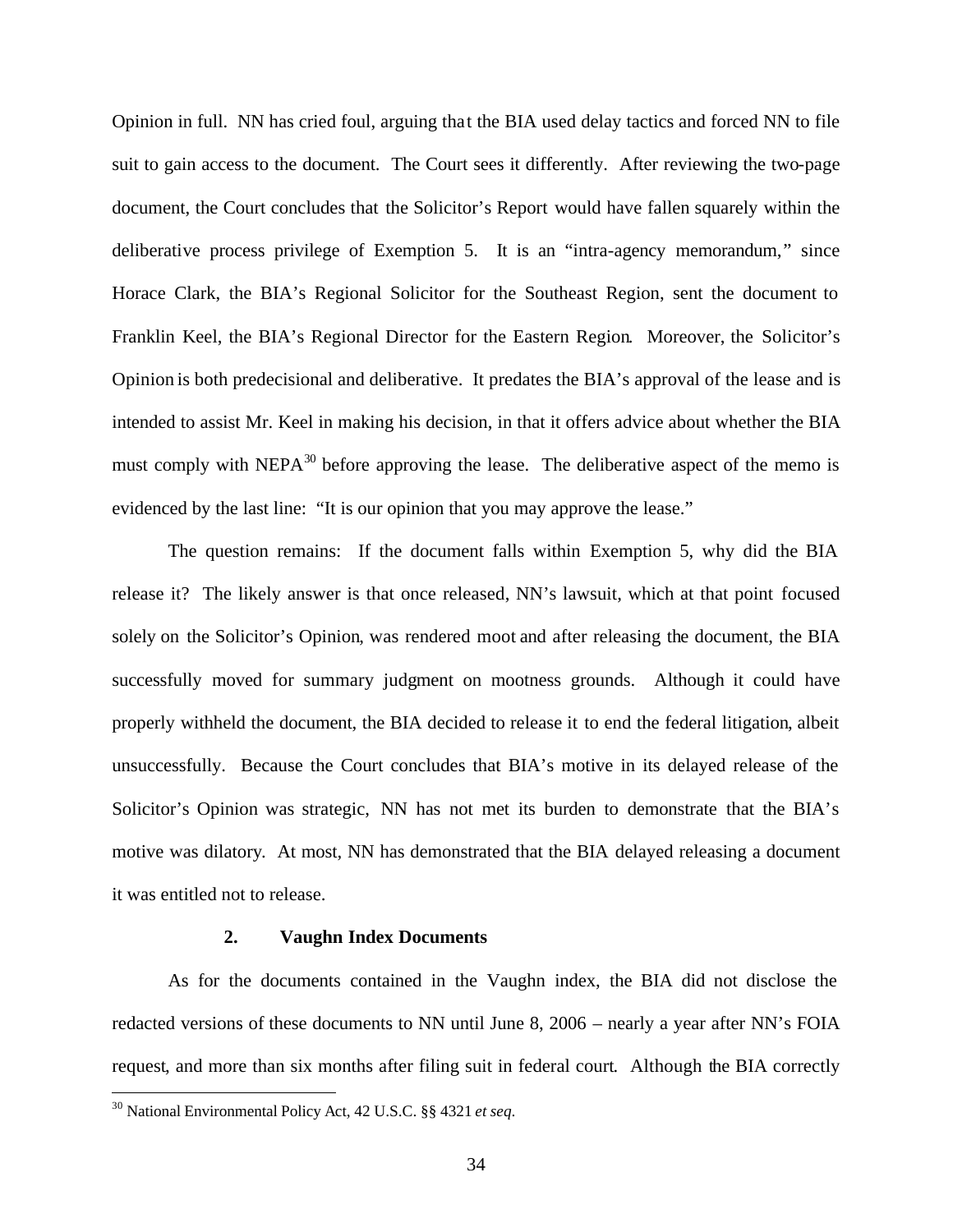Opinion in full. NN has cried foul, arguing that the BIA used delay tactics and forced NN to file suit to gain access to the document. The Court sees it differently. After reviewing the two-page document, the Court concludes that the Solicitor's Report would have fallen squarely within the deliberative process privilege of Exemption 5. It is an "intra-agency memorandum," since Horace Clark, the BIA's Regional Solicitor for the Southeast Region, sent the document to Franklin Keel, the BIA's Regional Director for the Eastern Region. Moreover, the Solicitor's Opinion is both predecisional and deliberative. It predates the BIA's approval of the lease and is intended to assist Mr. Keel in making his decision, in that it offers advice about whether the BIA must comply with NEPA[30] before approving the lease. The deliberative aspect of the memo is evidenced by the last line: "It is our opinion that you may approve the lease."

The question remains: If the document falls within Exemption 5, why did the BIA release it? The likely answer is that once released, NN's lawsuit, which at that point focused solely on the Solicitor's Opinion, was rendered moot and after releasing the document, the BIA successfully moved for summary judgment on mootness grounds. Although it could have properly withheld the document, the BIA decided to release it to end the federal litigation, albeit unsuccessfully. Because the Court concludes that BIA's motive in its delayed release of the Solicitor's Opinion was strategic, NN has not met its burden to demonstrate that the BIA's motive was dilatory. At most, NN has demonstrated that the BIA delayed releasing a document it was entitled not to release.

### 2. Vaughn Index Documents

As for the documents contained in the Vaughn index, the BIA did not disclose the redacted versions of these documents to NN until June 8, 2006 – nearly a year after NN's FOIA request, and more than six months after filing suit in federal court. Although the BIA correctly

[30] National Environmental Policy Act, 42 U.S.C. §§ 4321 *et seq*.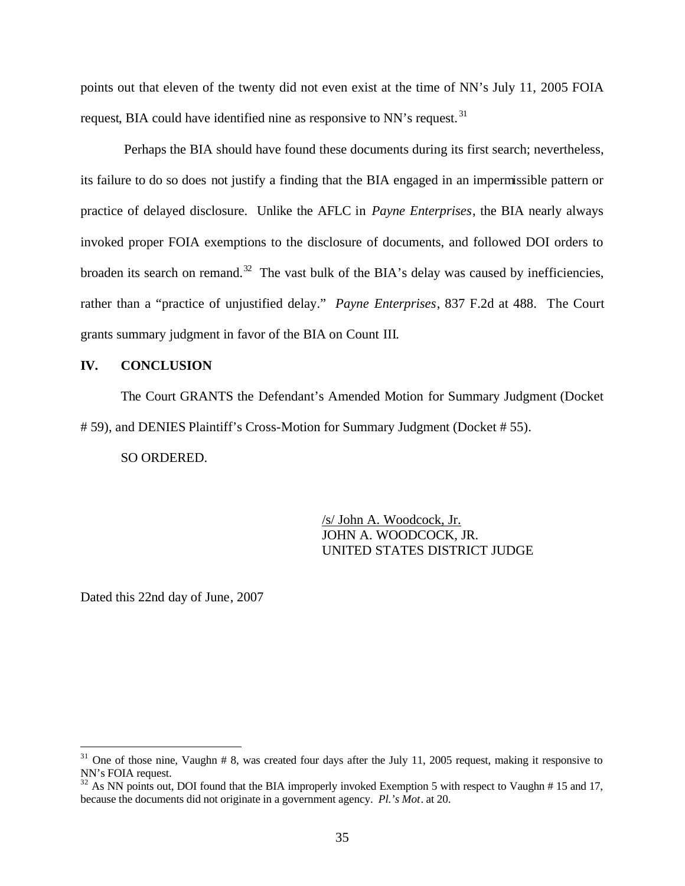points out that eleven of the twenty did not even exist at the time of NN's July 11, 2005 FOIA request, BIA could have identified nine as responsive to NN's request.[31]

Perhaps the BIA should have found these documents during its first search; nevertheless, its failure to do so does not justify a finding that the BIA engaged in an impermissible pattern or practice of delayed disclosure. Unlike the AFLC in *Payne Enterprises*, the BIA nearly always invoked proper FOIA exemptions to the disclosure of documents, and followed DOI orders to broaden its search on remand.[32] The vast bulk of the BIA's delay was caused by inefficiencies, rather than a "practice of unjustified delay." *Payne Enterprises*, 837 F.2d at 488. The Court grants summary judgment in favor of the BIA on Count III.

## IV. CONCLUSION

The Court GRANTS the Defendant's Amended Motion for Summary Judgment (Docket # 59), and DENIES Plaintiff's Cross-Motion for Summary Judgment (Docket # 55).

SO ORDERED.

/s/ John A. Woodcock, Jr.
JOHN A. WOODCOCK, JR.
UNITED STATES DISTRICT JUDGE

Dated this 22nd day of June, 2007

---

[31] One of those nine, Vaughn # 8, was created four days after the July 11, 2005 request, making it responsive to NN's FOIA request.

[32] As NN points out, DOI found that the BIA improperly invoked Exemption 5 with respect to Vaughn # 15 and 17, because the documents did not originate in a government agency. *Pl.'s Mot*. at 20.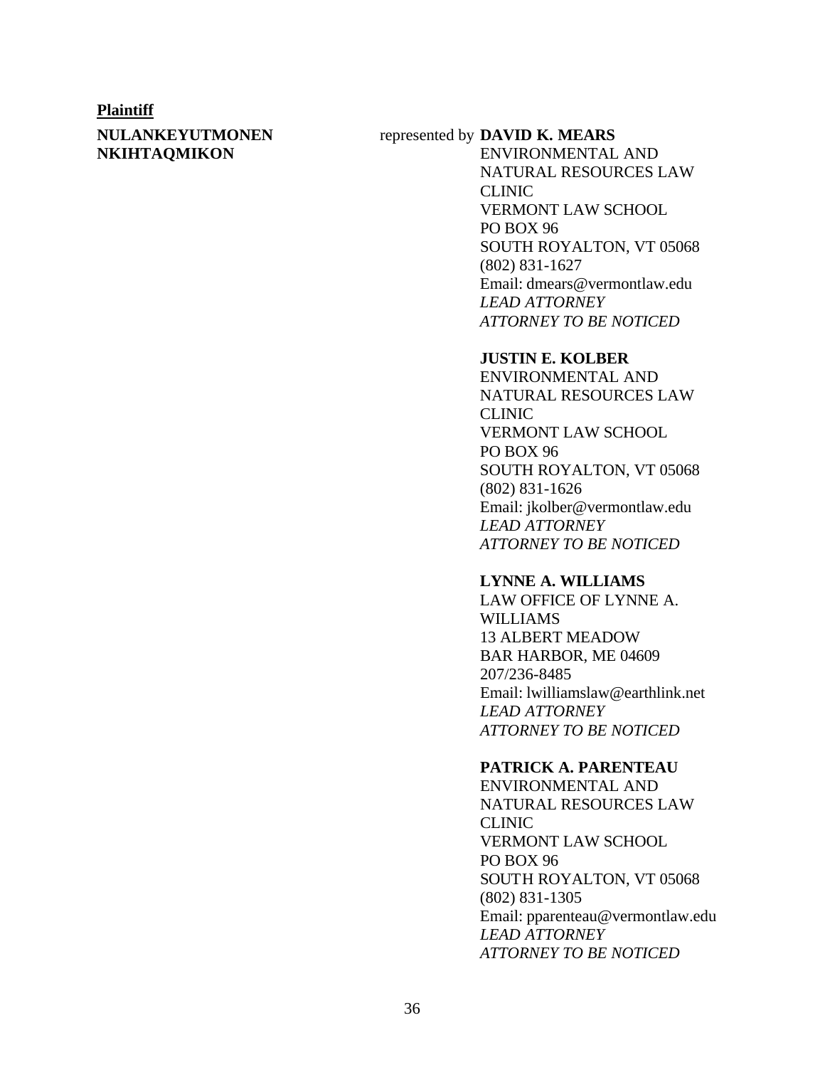**Plaintiff**

**NULANKEYUTMONEN NKIHTAQMIKON**

represented by

**DAVID K. MEARS**
ENVIRONMENTAL AND NATURAL RESOURCES LAW CLINIC
VERMONT LAW SCHOOL
PO BOX 96
SOUTH ROYALTON, VT 05068
(802) 831-1627
Email: dmears@vermontlaw.edu
*LEAD ATTORNEY*
*ATTORNEY TO BE NOTICED*

**JUSTIN E. KOLBER**
ENVIRONMENTAL AND NATURAL RESOURCES LAW CLINIC
VERMONT LAW SCHOOL
PO BOX 96
SOUTH ROYALTON, VT 05068
(802) 831-1626
Email: jkolber@vermontlaw.edu
*LEAD ATTORNEY*
*ATTORNEY TO BE NOTICED*

**LYNNE A. WILLIAMS**
LAW OFFICE OF LYNNE A. WILLIAMS
13 ALBERT MEADOW
BAR HARBOR, ME 04609
207/236-8485
Email: lwilliamslaw@earthlink.net
*LEAD ATTORNEY*
*ATTORNEY TO BE NOTICED*

**PATRICK A. PARENTEAU**
ENVIRONMENTAL AND NATURAL RESOURCES LAW CLINIC
VERMONT LAW SCHOOL
PO BOX 96
SOUTH ROYALTON, VT 05068
(802) 831-1305
Email: pparenteau@vermontlaw.edu
*LEAD ATTORNEY*
*ATTORNEY TO BE NOTICED*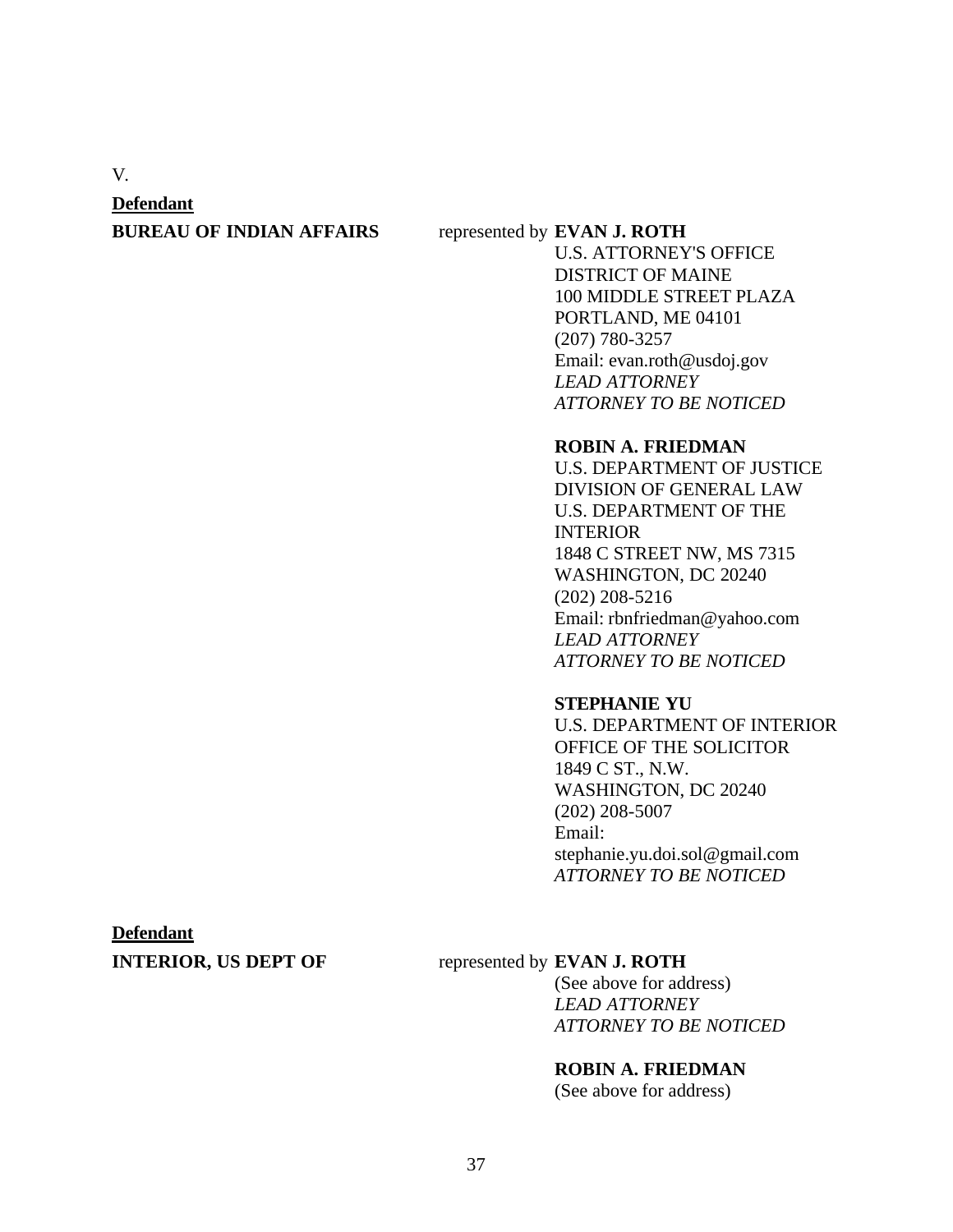V.

**Defendant**

**BUREAU OF INDIAN AFFAIRS** represented by **EVAN J. ROTH**
U.S. ATTORNEY'S OFFICE
DISTRICT OF MAINE
100 MIDDLE STREET PLAZA
PORTLAND, ME 04101
(207) 780-3257
Email: evan.roth@usdoj.gov
*LEAD ATTORNEY*
*ATTORNEY TO BE NOTICED*

**ROBIN A. FRIEDMAN**
U.S. DEPARTMENT OF JUSTICE
DIVISION OF GENERAL LAW
U.S. DEPARTMENT OF THE INTERIOR
1848 C STREET NW, MS 7315
WASHINGTON, DC 20240
(202) 208-5216
Email: rbnfriedman@yahoo.com
*LEAD ATTORNEY*
*ATTORNEY TO BE NOTICED*

**STEPHANIE YU**
U.S. DEPARTMENT OF INTERIOR
OFFICE OF THE SOLICITOR
1849 C ST., N.W.
WASHINGTON, DC 20240
(202) 208-5007
Email: stephanie.yu.doi.sol@gmail.com
*ATTORNEY TO BE NOTICED*

**Defendant**

**INTERIOR, US DEPT OF** represented by **EVAN J. ROTH**
(See above for address)
*LEAD ATTORNEY*
*ATTORNEY TO BE NOTICED*

**ROBIN A. FRIEDMAN**
(See above for address)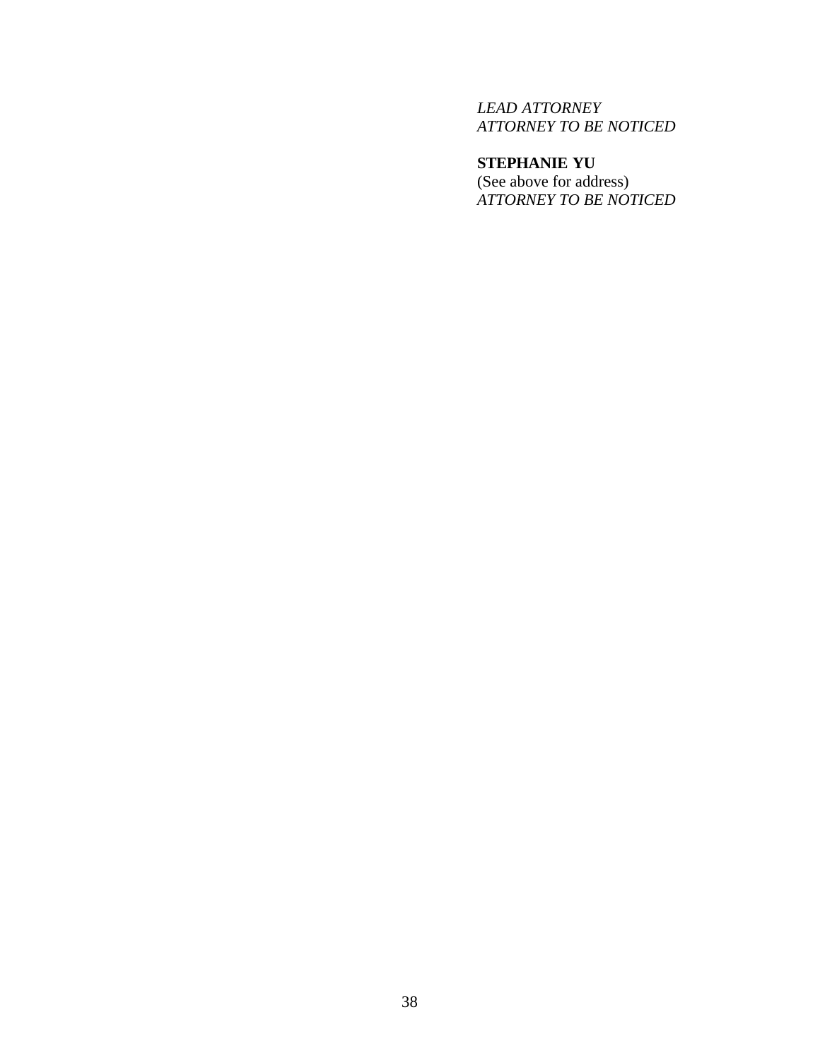*LEAD ATTORNEY*
*ATTORNEY TO BE NOTICED*

**STEPHANIE YU**
(See above for address)
*ATTORNEY TO BE NOTICED*